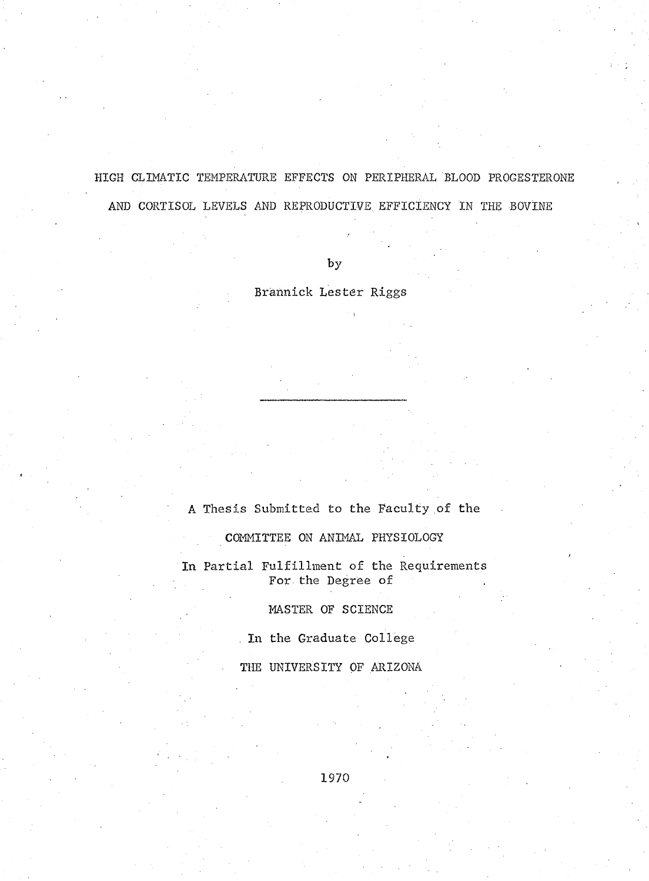# HIGH CLIMATIC TEMPERATURE EFFECTS ON PERIPHERAL BLOOD PROGESTERONE AND CORTISOL LEVELS AND REPRODUCTIVE EFFICIENCY IN THE BOVINE

by

Brannick Lester Riggs

---

A Thesis Submitted to the Faculty of the

COMMITTEE ON ANIMAL PHYSIOLOGY

In Partial Fulfillment of the Requirements
For the Degree of

MASTER OF SCIENCE

In the Graduate College

THE UNIVERSITY OF ARIZONA

1970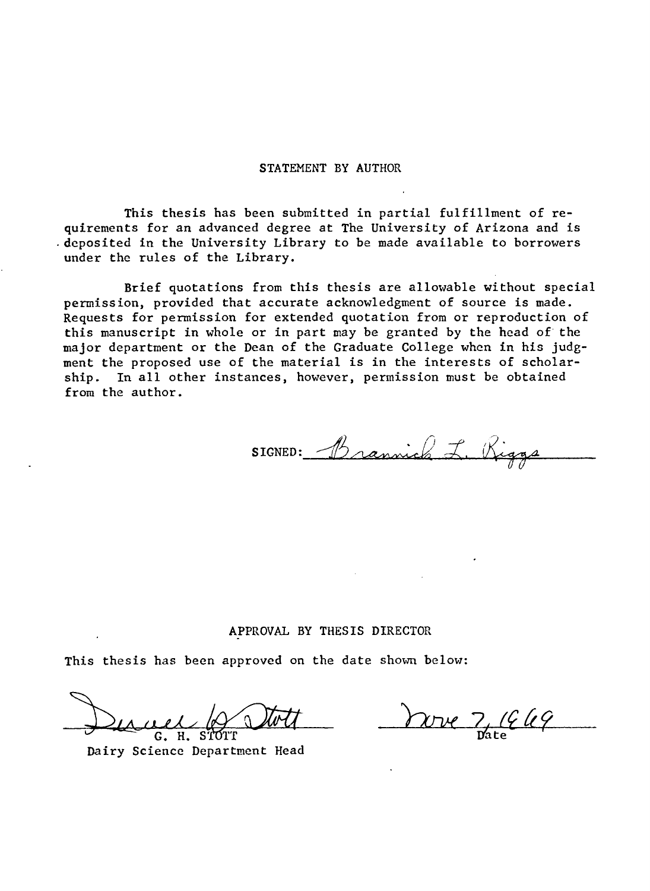## STATEMENT BY AUTHOR

This thesis has been submitted in partial fulfillment of requirements for an advanced degree at The University of Arizona and is deposited in the University Library to be made available to borrowers under the rules of the Library.

Brief quotations from this thesis are allowable without special permission, provided that accurate acknowledgment of source is made. Requests for permission for extended quotation from or reproduction of this manuscript in whole or in part may be granted by the head of the major department or the Dean of the Graduate College when in his judgment the proposed use of the material is in the interests of scholarship. In all other instances, however, permission must be obtained from the author.

SIGNED: Brannick L. Riggs

## APPROVAL BY THESIS DIRECTOR

This thesis has been approved on the date shown below:

G. H. STOTT
Dairy Science Department Head

Nov 7, 1969
Date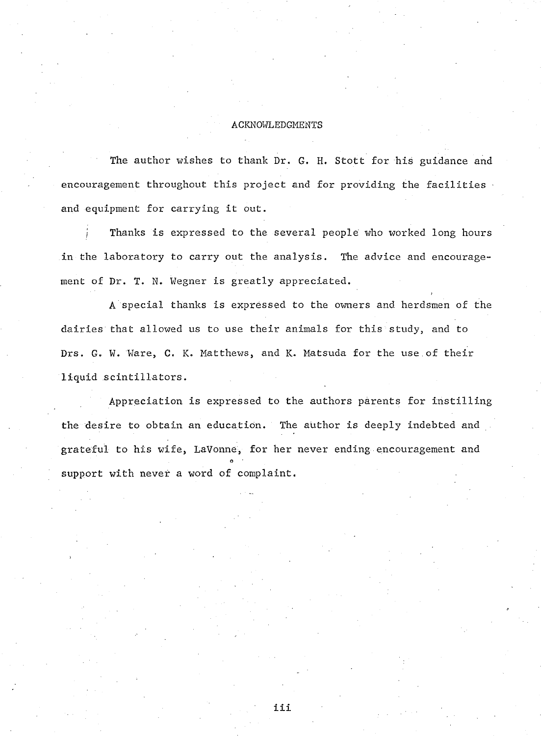# ACKNOWLEDGMENTS

The author wishes to thank Dr. G. H. Stott for his guidance and encouragement throughout this project and for providing the facilities and equipment for carrying it out.

Thanks is expressed to the several people who worked long hours in the laboratory to carry out the analysis. The advice and encouragement of Dr. T. N. Wegner is greatly appreciated.

A special thanks is expressed to the owners and herdsmen of the dairies that allowed us to use their animals for this study, and to Drs. G. W. Ware, C. K. Matthews, and K. Matsuda for the use of their liquid scintillators.

Appreciation is expressed to the authors parents for instilling the desire to obtain an education. The author is deeply indebted and grateful to his wife, LaVonne, for her never ending encouragement and support with never a word of complaint.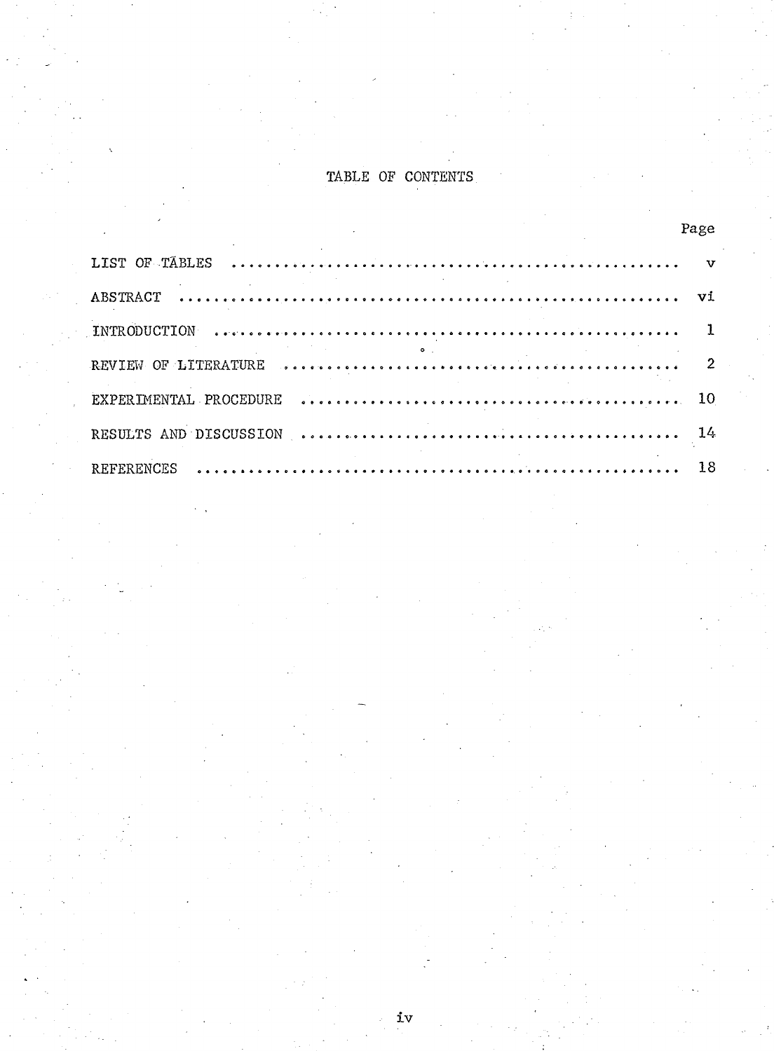# TABLE OF CONTENTS

| | Page |
|---|---|
| LIST OF TABLES | v |
| ABSTRACT | vi |
| INTRODUCTION | 1 |
| REVIEW OF LITERATURE | 2 |
| EXPERIMENTAL PROCEDURE | 10 |
| RESULTS AND DISCUSSION | 14 |
| REFERENCES | 18 |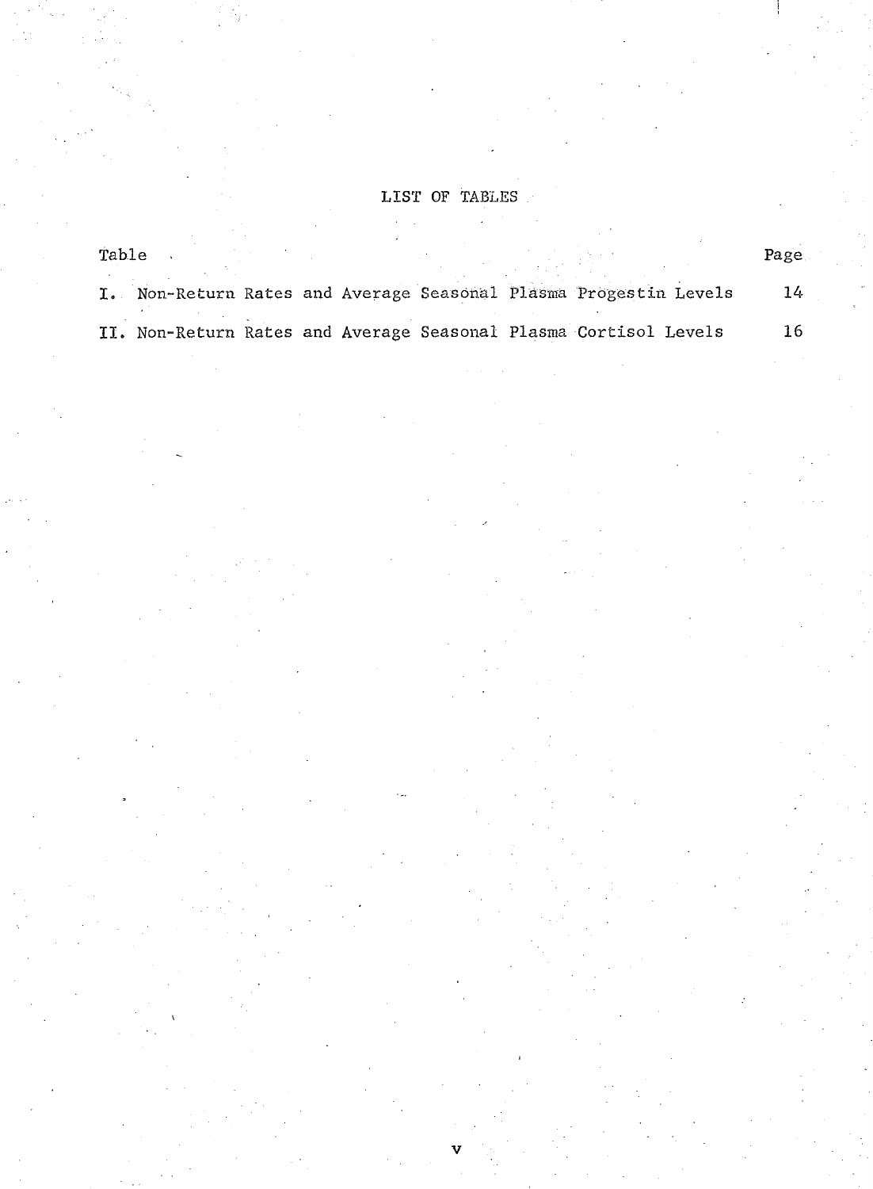# LIST OF TABLES

| Table | Page |
|---|---|
| I. Non-Return Rates and Average Seasonal Plasma Progestin Levels | 14 |
| II. Non-Return Rates and Average Seasonal Plasma Cortisol Levels | 16 |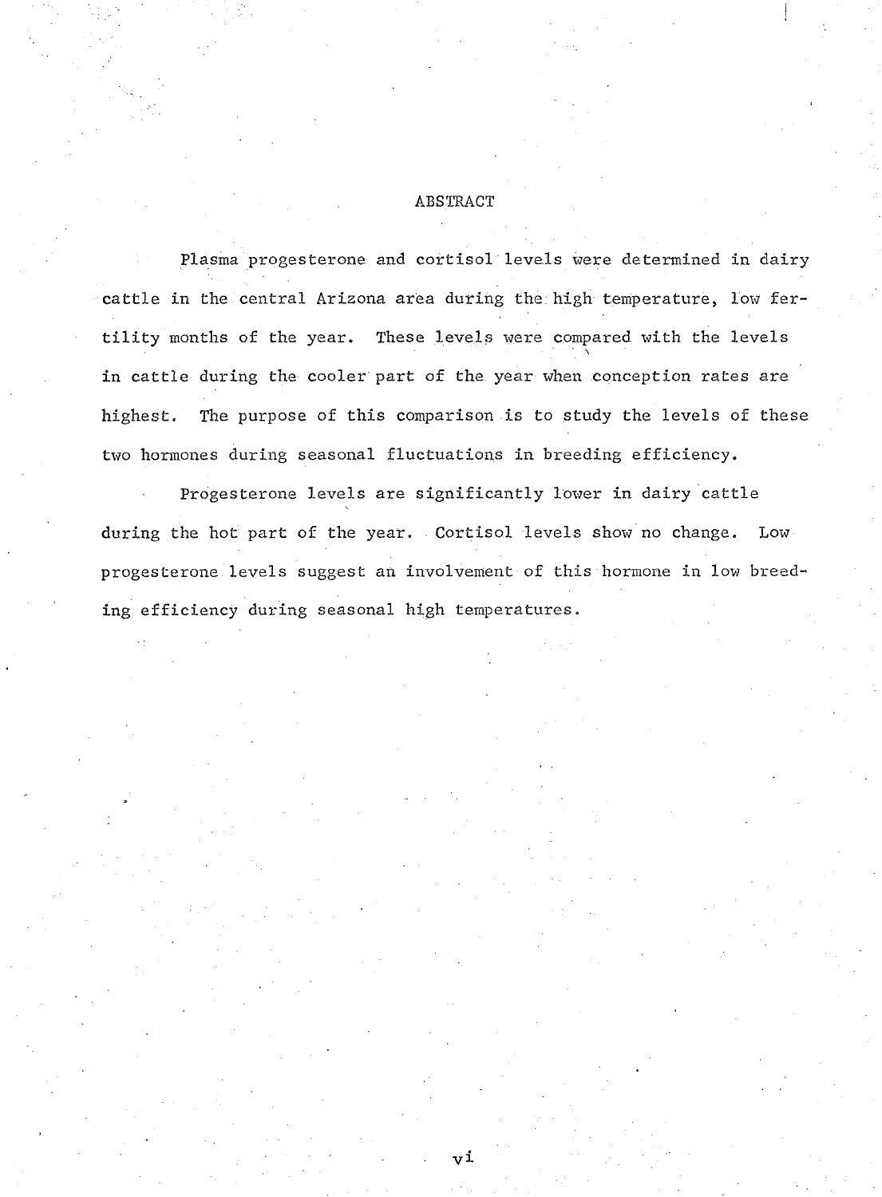# ABSTRACT

Plasma progesterone and cortisol levels were determined in dairy cattle in the central Arizona area during the high temperature, low fertility months of the year. These levels were compared with the levels in cattle during the cooler part of the year when conception rates are highest. The purpose of this comparison is to study the levels of these two hormones during seasonal fluctuations in breeding efficiency.

Progesterone levels are significantly lower in dairy cattle during the hot part of the year. Cortisol levels show no change. Low progesterone levels suggest an involvement of this hormone in low breeding efficiency during seasonal high temperatures.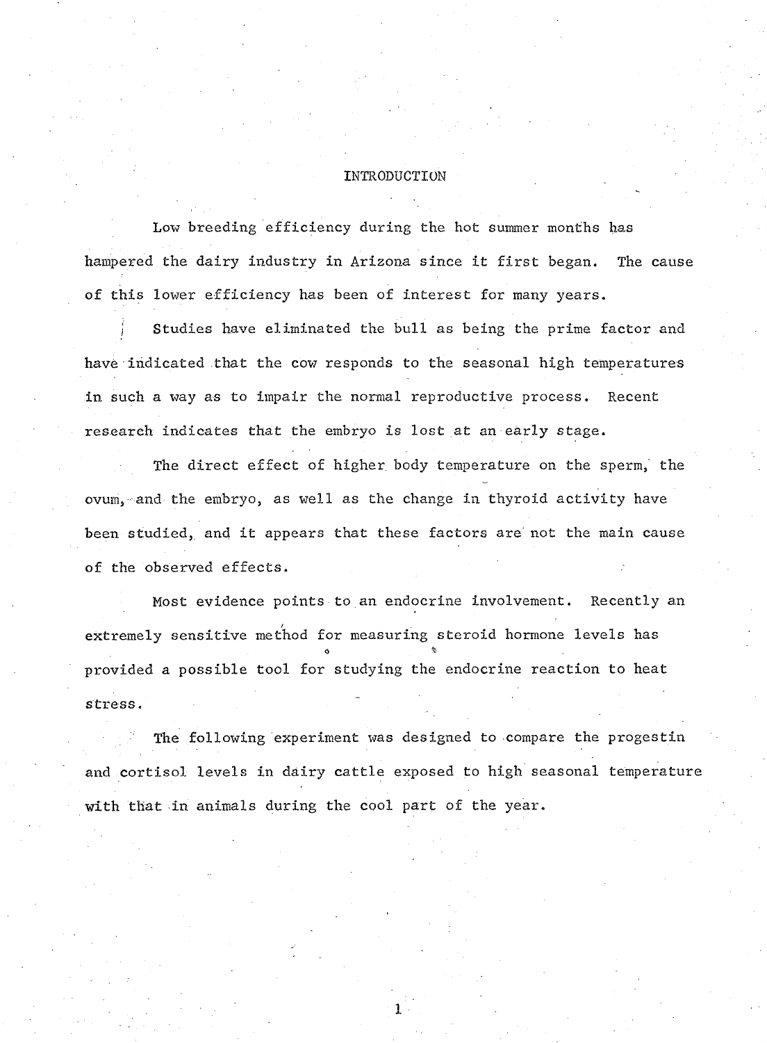# INTRODUCTION

Low breeding efficiency during the hot summer months has hampered the dairy industry in Arizona since it first began. The cause of this lower efficiency has been of interest for many years.

Studies have eliminated the bull as being the prime factor and have indicated that the cow responds to the seasonal high temperatures in such a way as to impair the normal reproductive process. Recent research indicates that the embryo is lost at an early stage.

The direct effect of higher body temperature on the sperm, the ovum, and the embryo, as well as the change in thyroid activity have been studied, and it appears that these factors are not the main cause of the observed effects.

Most evidence points to an endocrine involvement. Recently an extremely sensitive method for measuring steroid hormone levels has provided a possible tool for studying the endocrine reaction to heat stress.

The following experiment was designed to compare the progestin and cortisol levels in dairy cattle exposed to high seasonal temperature with that in animals during the cool part of the year.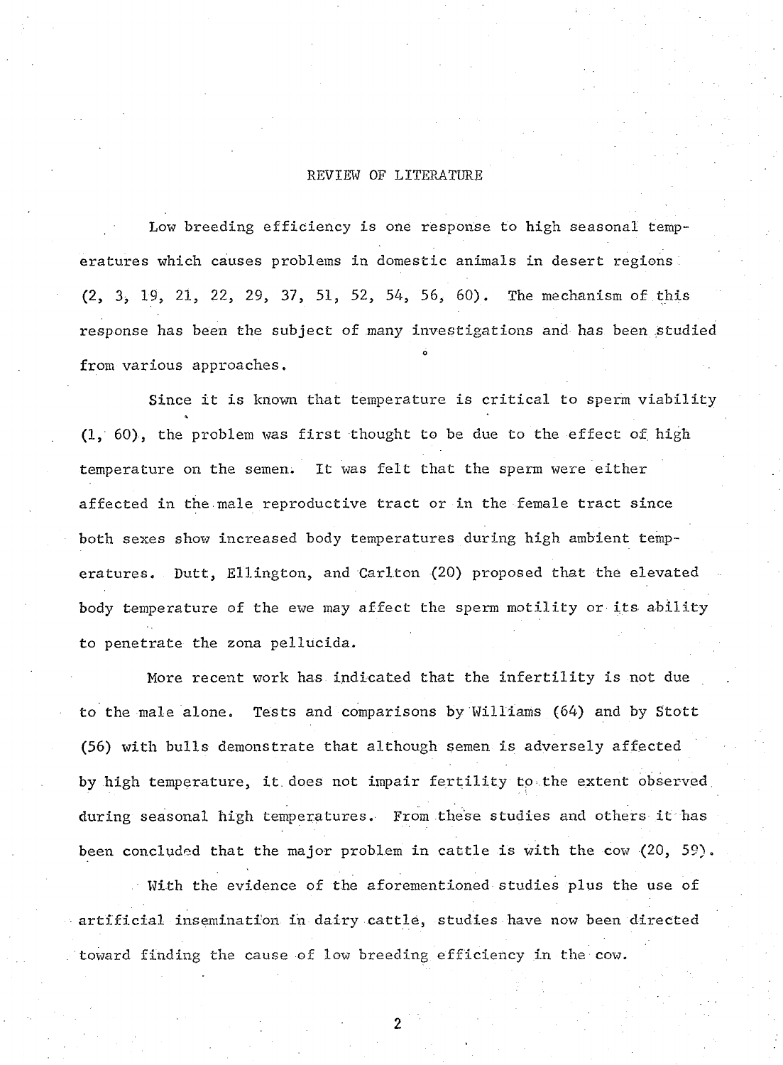## REVIEW OF LITERATURE

Low breeding efficiency is one response to high seasonal temperatures which causes problems in domestic animals in desert regions (2, 3, 19, 21, 22, 29, 37, 51, 52, 54, 56, 60). The mechanism of this response has been the subject of many investigations and has been studied from various approaches.

Since it is known that temperature is critical to sperm viability (1, 60), the problem was first thought to be due to the effect of high temperature on the semen. It was felt that the sperm were either affected in the male reproductive tract or in the female tract since both sexes show increased body temperatures during high ambient temperatures. Dutt, Ellington, and Carlton (20) proposed that the elevated body temperature of the ewe may affect the sperm motility or its ability to penetrate the zona pellucida.

More recent work has indicated that the infertility is not due to the male alone. Tests and comparisons by Williams (64) and by Stott (56) with bulls demonstrate that although semen is adversely affected by high temperature, it does not impair fertility to the extent observed during seasonal high temperatures. From these studies and others it has been concluded that the major problem in cattle is with the cow (20, 59).

With the evidence of the aforementioned studies plus the use of artificial insemination in dairy cattle, studies have now been directed toward finding the cause of low breeding efficiency in the cow.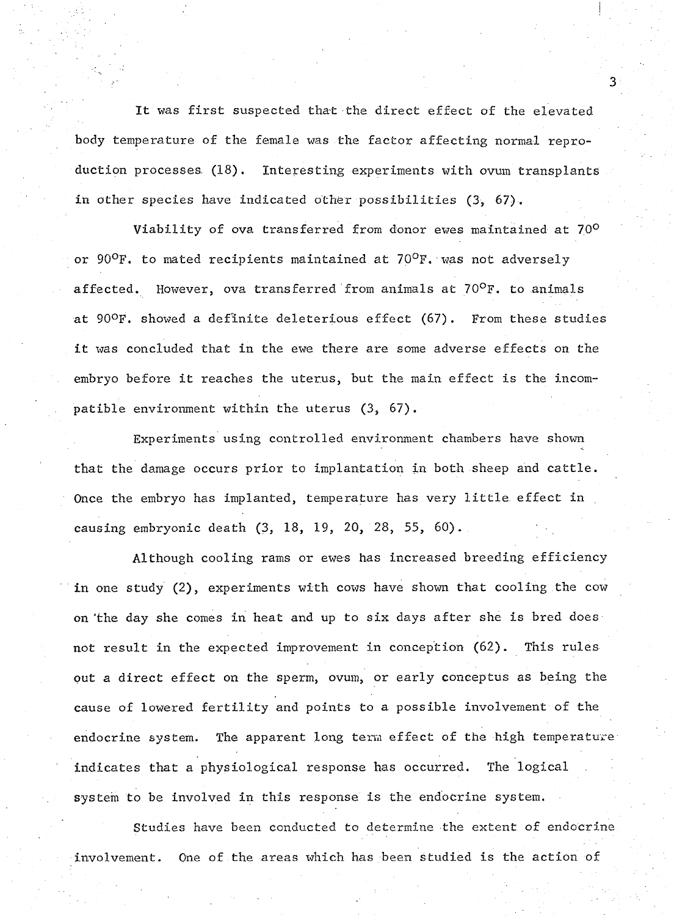It was first suspected that the direct effect of the elevated body temperature of the female was the factor affecting normal reproduction processes (18). Interesting experiments with ovum transplants in other species have indicated other possibilities (3, 67).

Viability of ova transferred from donor ewes maintained at 70$^{\circ}$ or 90$^{\circ}$F. to mated recipients maintained at 70$^{\circ}$F. was not adversely affected. However, ova transferred from animals at 70$^{\circ}$F. to animals at 90$^{\circ}$F. showed a definite deleterious effect (67). From these studies it was concluded that in the ewe there are some adverse effects on the embryo before it reaches the uterus, but the main effect is the incompatible environment within the uterus (3, 67).

Experiments using controlled environment chambers have shown that the damage occurs prior to implantation in both sheep and cattle. Once the embryo has implanted, temperature has very little effect in causing embryonic death (3, 18, 19, 20, 28, 55, 60).

Although cooling rams or ewes has increased breeding efficiency in one study (2), experiments with cows have shown that cooling the cow on the day she comes in heat and up to six days after she is bred does not result in the expected improvement in conception (62). This rules out a direct effect on the sperm, ovum, or early conceptus as being the cause of lowered fertility and points to a possible involvement of the endocrine system. The apparent long term effect of the high temperature indicates that a physiological response has occurred. The logical system to be involved in this response is the endocrine system.

Studies have been conducted to determine the extent of endocrine involvement. One of the areas which has been studied is the action of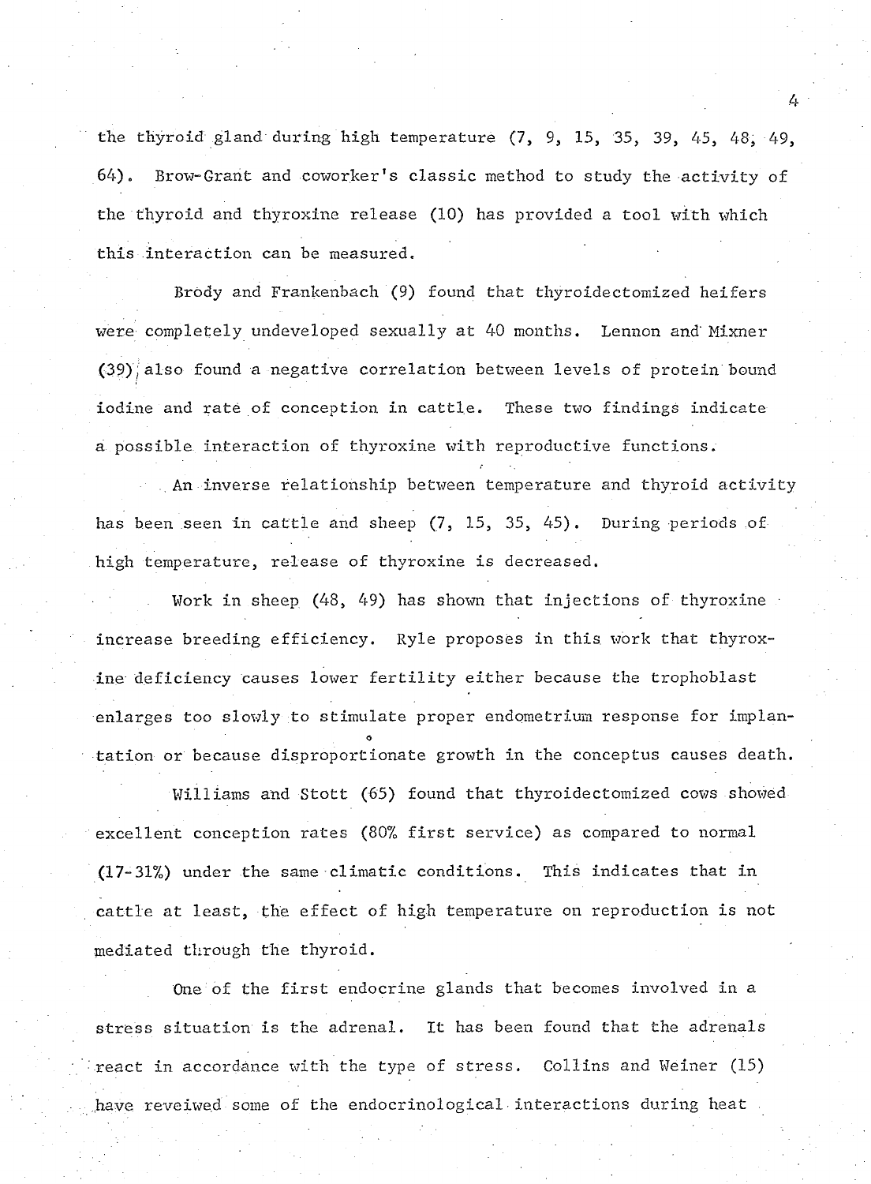the thyroid gland during high temperature (7, 9, 15, 35, 39, 45, 48, 49, 64). Brow-Grant and coworker's classic method to study the activity of the thyroid and thyroxine release (10) has provided a tool with which this interaction can be measured.

Brody and Frankenbach (9) found that thyroidectomized heifers were completely undeveloped sexually at 40 months. Lennon and Mixner (39) also found a negative correlation between levels of protein bound iodine and rate of conception in cattle. These two findings indicate a possible interaction of thyroxine with reproductive functions.

An inverse relationship between temperature and thyroid activity has been seen in cattle and sheep (7, 15, 35, 45). During periods of high temperature, release of thyroxine is decreased.

Work in sheep (48, 49) has shown that injections of thyroxine increase breeding efficiency. Ryle proposes in this work that thyroxine deficiency causes lower fertility either because the trophoblast enlarges too slowly to stimulate proper endometrium response for implantation or because disproportionate growth in the conceptus causes death.

Williams and Stott (65) found that thyroidectomized cows showed excellent conception rates (80% first service) as compared to normal (17-31%) under the same climatic conditions. This indicates that in cattle at least, the effect of high temperature on reproduction is not mediated through the thyroid.

One of the first endocrine glands that becomes involved in a stress situation is the adrenal. It has been found that the adrenals react in accordance with the type of stress. Collins and Weiner (15) have reveiwed some of the endocrinological interactions during heat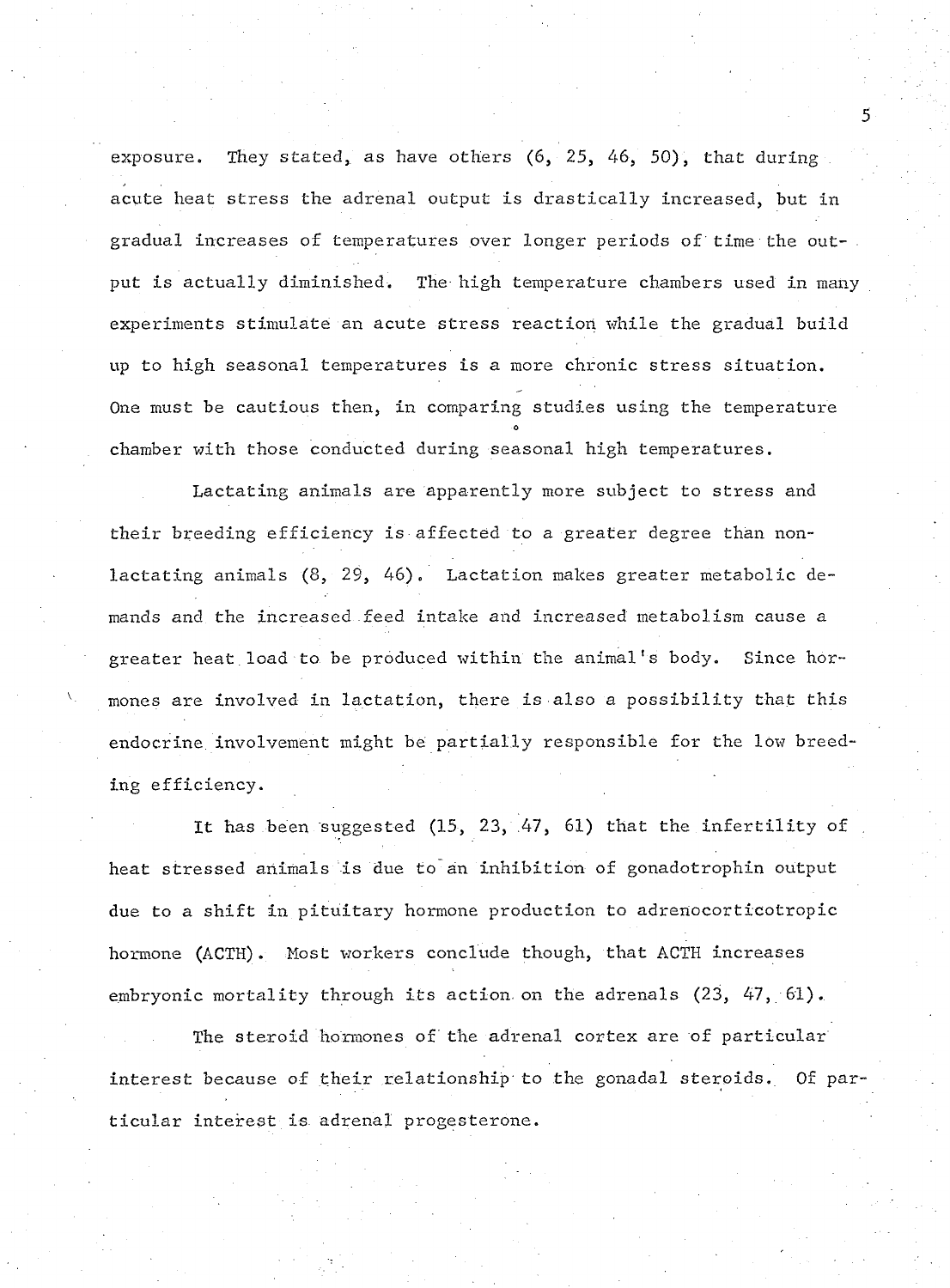exposure. They stated, as have others (6, 25, 46, 50), that during acute heat stress the adrenal output is drastically increased, but in gradual increases of temperatures over longer periods of time the output is actually diminished. The high temperature chambers used in many experiments stimulate an acute stress reaction while the gradual build up to high seasonal temperatures is a more chronic stress situation. One must be cautious then, in comparing studies using the temperature chamber with those conducted during seasonal high temperatures.

Lactating animals are apparently more subject to stress and their breeding efficiency is affected to a greater degree than non-lactating animals (8, 29, 46). Lactation makes greater metabolic demands and the increased feed intake and increased metabolism cause a greater heat load to be produced within the animal's body. Since hormones are involved in lactation, there is also a possibility that this endocrine involvement might be partially responsible for the low breeding efficiency.

It has been suggested (15, 23, 47, 61) that the infertility of heat stressed animals is due to an inhibition of gonadotrophin output due to a shift in pituitary hormone production to adrenocorticotropic hormone (ACTH). Most workers conclude though, that ACTH increases embryonic mortality through its action on the adrenals (23, 47, 61).

The steroid hormones of the adrenal cortex are of particular interest because of their relationship to the gonadal steroids. Of particular interest is adrenal progesterone.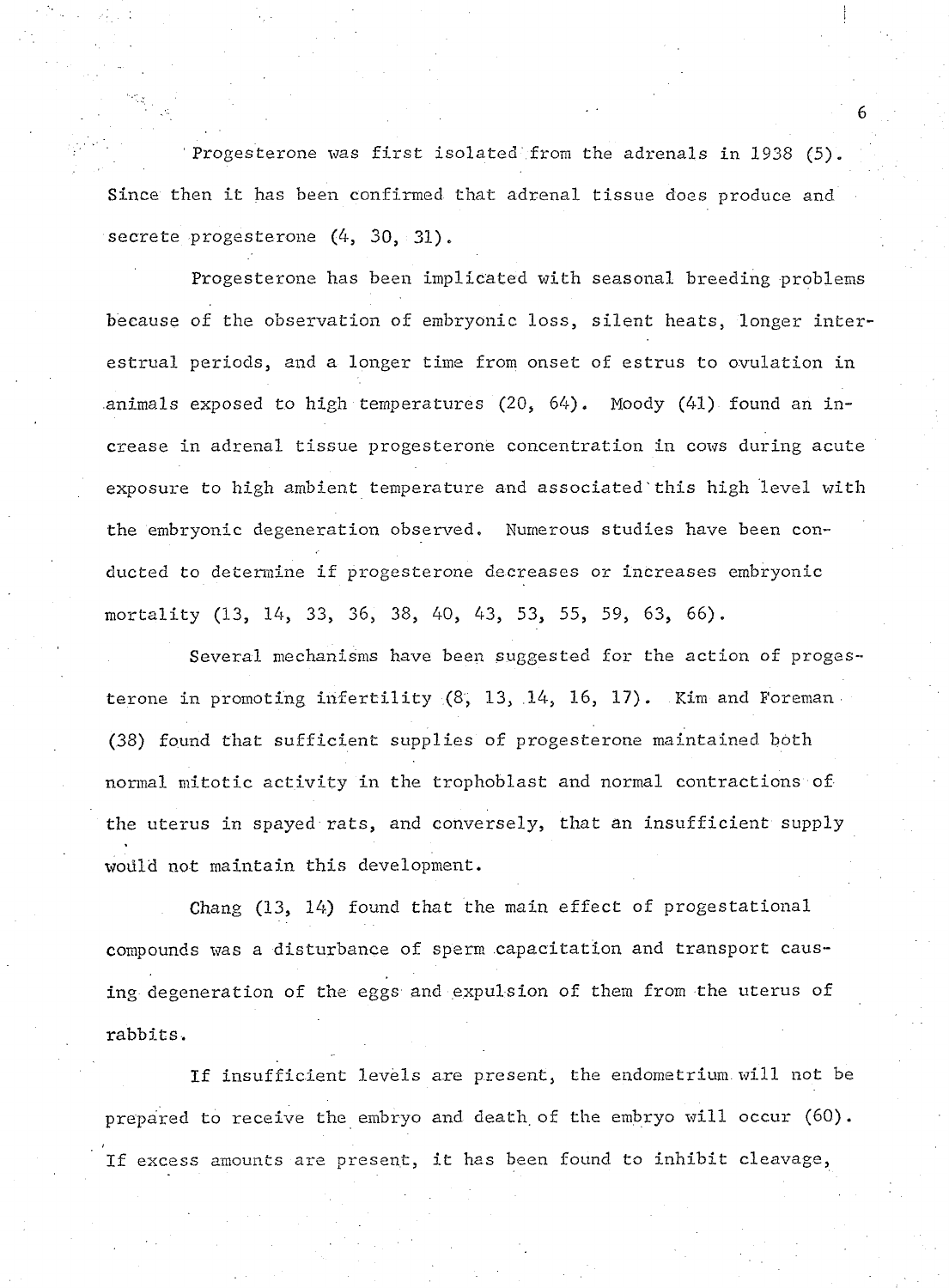Progesterone was first isolated from the adrenals in 1938 (5). Since then it has been confirmed that adrenal tissue does produce and secrete progesterone (4, 30, 31).

Progesterone has been implicated with seasonal breeding problems because of the observation of embryonic loss, silent heats, longer interestrual periods, and a longer time from onset of estrus to ovulation in animals exposed to high temperatures (20, 64). Moody (41) found an increase in adrenal tissue progesterone concentration in cows during acute exposure to high ambient temperature and associated this high level with the embryonic degeneration observed. Numerous studies have been conducted to determine if progesterone decreases or increases embryonic mortality (13, 14, 33, 36, 38, 40, 43, 53, 55, 59, 63, 66).

Several mechanisms have been suggested for the action of progesterone in promoting infertility (8, 13, 14, 16, 17). Kim and Foreman (38) found that sufficient supplies of progesterone maintained both normal mitotic activity in the trophoblast and normal contractions of the uterus in spayed rats, and conversely, that an insufficient supply would not maintain this development.

Chang (13, 14) found that the main effect of progestational compounds was a disturbance of sperm capacitation and transport causing degeneration of the eggs and expulsion of them from the uterus of rabbits.

If insufficient levels are present, the endometrium will not be prepared to receive the embryo and death of the embryo will occur (60). If excess amounts are present, it has been found to inhibit cleavage,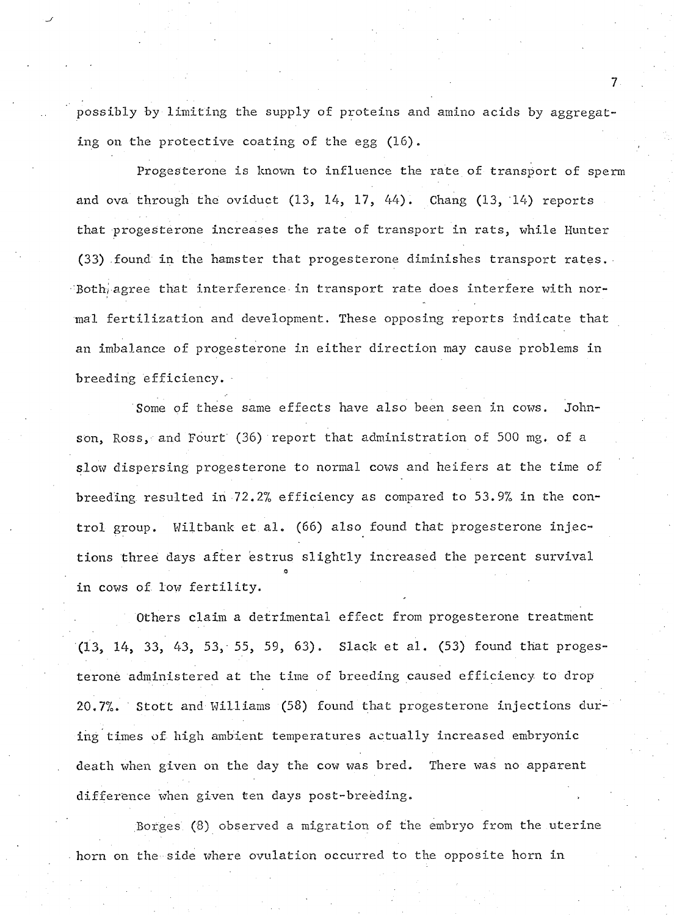possibly by limiting the supply of proteins and amino acids by aggregating on the protective coating of the egg (16).

Progesterone is known to influence the rate of transport of sperm and ova through the oviduct (13, 14, 17, 44). Chang (13, 14) reports that progesterone increases the rate of transport in rats, while Hunter (33) found in the hamster that progesterone diminishes transport rates. Both agree that interference in transport rate does interfere with normal fertilization and development. These opposing reports indicate that an imbalance of progesterone in either direction may cause problems in breeding efficiency.

Some of these same effects have also been seen in cows. Johnson, Ross, and Fourt (36) report that administration of 500 mg. of a slow dispersing progesterone to normal cows and heifers at the time of breeding resulted in 72.2% efficiency as compared to 53.9% in the control group. Wiltbank et al. (66) also found that progesterone injections three days after estrus slightly increased the percent survival in cows of low fertility.

Others claim a detrimental effect from progesterone treatment (13, 14, 33, 43, 53, 55, 59, 63). Slack et al. (53) found that progesterone administered at the time of breeding caused efficiency to drop 20.7%. Stott and Williams (58) found that progesterone injections during times of high ambient temperatures actually increased embryonic death when given on the day the cow was bred. There was no apparent difference when given ten days post-breeding.

Borges (8) observed a migration of the embryo from the uterine horn on the side where ovulation occurred to the opposite horn in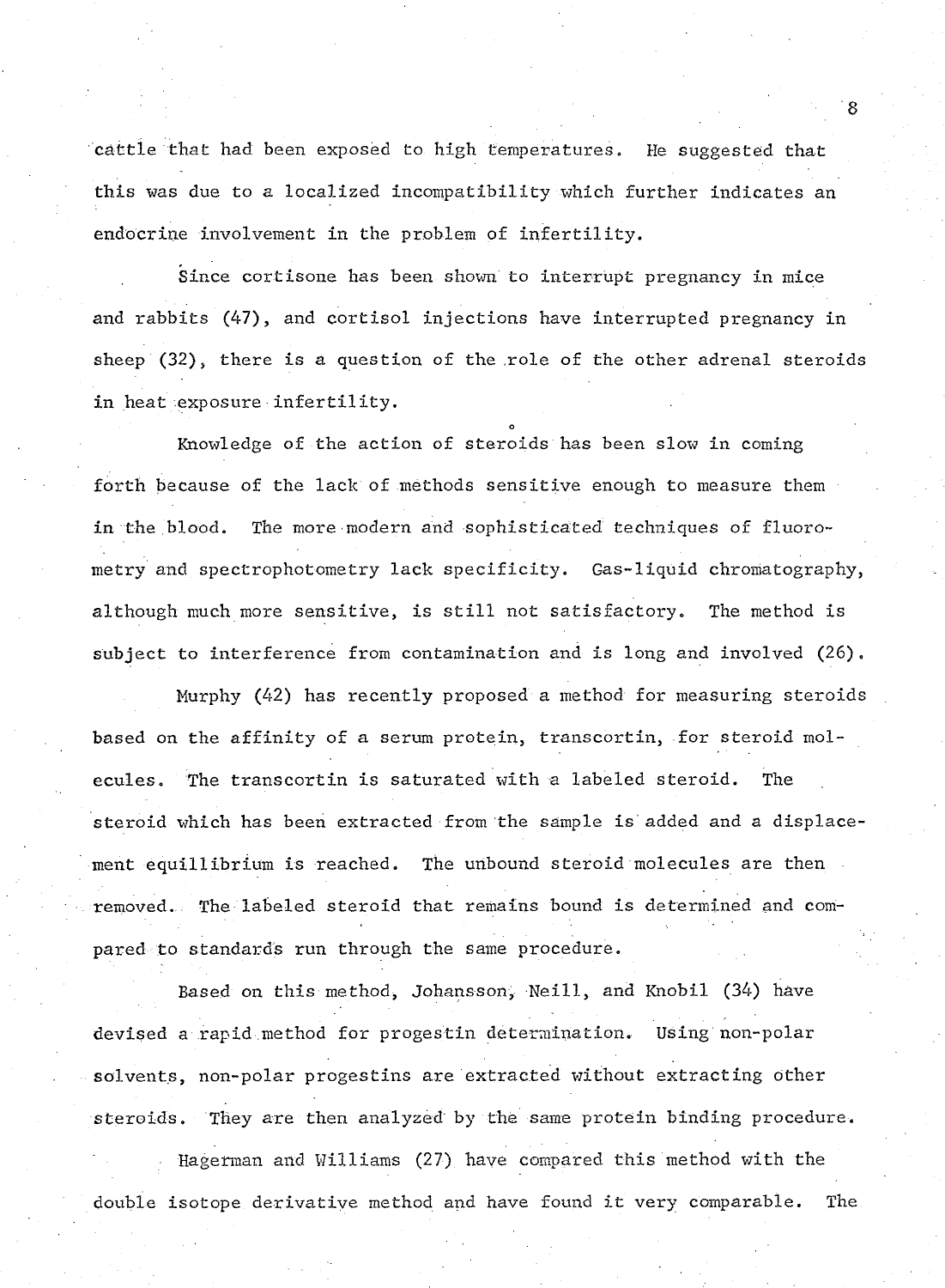cattle that had been exposed to high temperatures. He suggested that this was due to a localized incompatibility which further indicates an endocrine involvement in the problem of infertility.

Since cortisone has been shown to interrupt pregnancy in mice and rabbits (47), and cortisol injections have interrupted pregnancy in sheep (32), there is a question of the role of the other adrenal steroids in heat exposure infertility.

Knowledge of the action of steroids has been slow in coming forth because of the lack of methods sensitive enough to measure them in the blood. The more modern and sophisticated techniques of fluorometry and spectrophotometry lack specificity. Gas-liquid chromatography, although much more sensitive, is still not satisfactory. The method is subject to interference from contamination and is long and involved (26).

Murphy (42) has recently proposed a method for measuring steroids based on the affinity of a serum protein, transcortin, for steroid molecules. The transcortin is saturated with a labeled steroid. The steroid which has been extracted from the sample is added and a displacement equillibrium is reached. The unbound steroid molecules are then removed. The labeled steroid that remains bound is determined and compared to standards run through the same procedure.

Based on this method, Johansson, Neill, and Knobil (34) have devised a rapid method for progestin determination. Using non-polar solvents, non-polar progestins are extracted without extracting other steroids. They are then analyzed by the same protein binding procedure.

Hagerman and Williams (27) have compared this method with the double isotope derivative method and have found it very comparable. The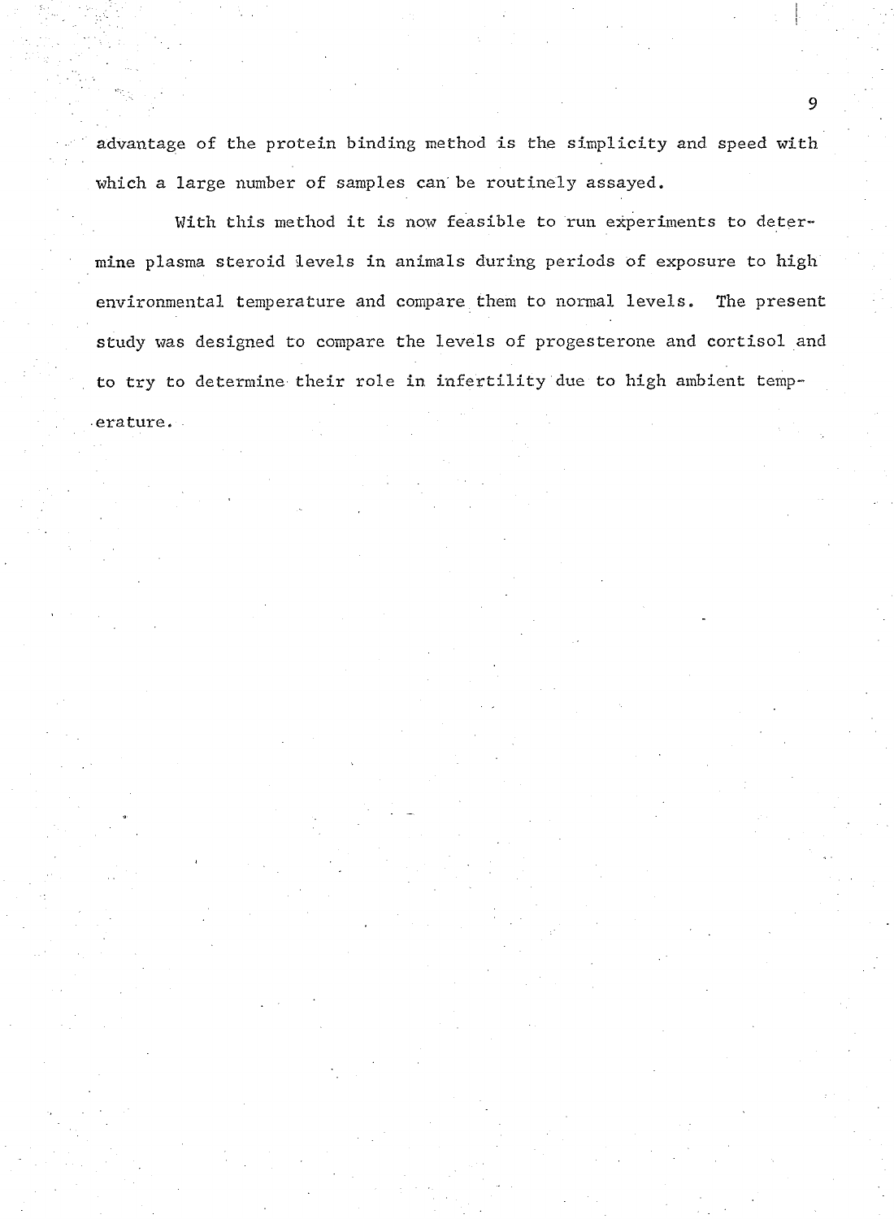advantage of the protein binding method is the simplicity and speed with which a large number of samples can be routinely assayed.

With this method it is now feasible to run experiments to determine plasma steroid levels in animals during periods of exposure to high environmental temperature and compare them to normal levels. The present study was designed to compare the levels of progesterone and cortisol and to try to determine their role in infertility due to high ambient temperature.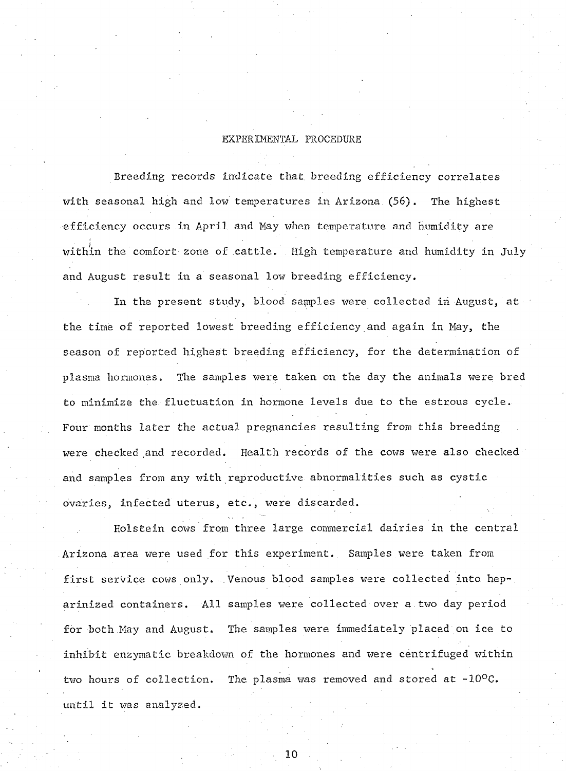## EXPERIMENTAL PROCEDURE

Breeding records indicate that breeding efficiency correlates with seasonal high and low temperatures in Arizona (56). The highest efficiency occurs in April and May when temperature and humidity are within the comfort zone of cattle. High temperature and humidity in July and August result in a seasonal low breeding efficiency.

In the present study, blood samples were collected in August, at the time of reported lowest breeding efficiency and again in May, the season of reported highest breeding efficiency, for the determination of plasma hormones. The samples were taken on the day the animals were bred to minimize the fluctuation in hormone levels due to the estrous cycle. Four months later the actual pregnancies resulting from this breeding were checked and recorded. Health records of the cows were also checked and samples from any with reproductive abnormalities such as cystic ovaries, infected uterus, etc., were discarded.

Holstein cows from three large commercial dairies in the central Arizona area were used for this experiment. Samples were taken from first service cows only. Venous blood samples were collected into heparinized containers. All samples were collected over a two day period for both May and August. The samples were immediately placed on ice to inhibit enzymatic breakdown of the hormones and were centrifuged within two hours of collection. The plasma was removed and stored at -10$^{\circ}$C. until it was analyzed.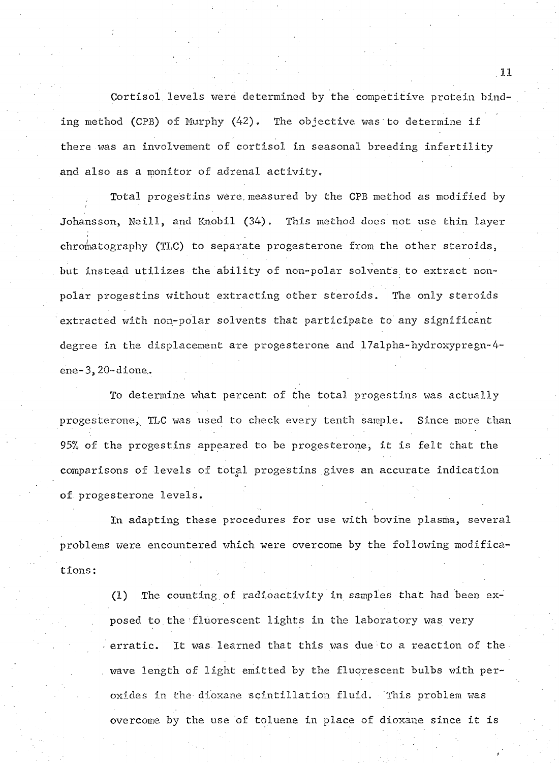Cortisol levels were determined by the competitive protein binding method (CPB) of Murphy (42). The objective was to determine if there was an involvement of cortisol in seasonal breeding infertility and also as a monitor of adrenal activity.

Total progestins were measured by the CPB method as modified by Johansson, Neill, and Knobil (34). This method does not use thin layer chromatography (TLC) to separate progesterone from the other steroids, but instead utilizes the ability of non-polar solvents to extract non-polar progestins without extracting other steroids. The only steroids extracted with non-polar solvents that participate to any significant degree in the displacement are progesterone and 17alpha-hydroxypregn-4-ene-3,20-dione.

To determine what percent of the total progestins was actually progesterone, TLC was used to check every tenth sample. Since more than 95% of the progestins appeared to be progesterone, it is felt that the comparisons of levels of total progestins gives an accurate indication of progesterone levels.

In adapting these procedures for use with bovine plasma, several problems were encountered which were overcome by the following modifications:

> (1) The counting of radioactivity in samples that had been exposed to the fluorescent lights in the laboratory was very erratic. It was learned that this was due to a reaction of the wave length of light emitted by the fluorescent bulbs with peroxides in the dioxane scintillation fluid. This problem was overcome by the use of toluene in place of dioxane since it is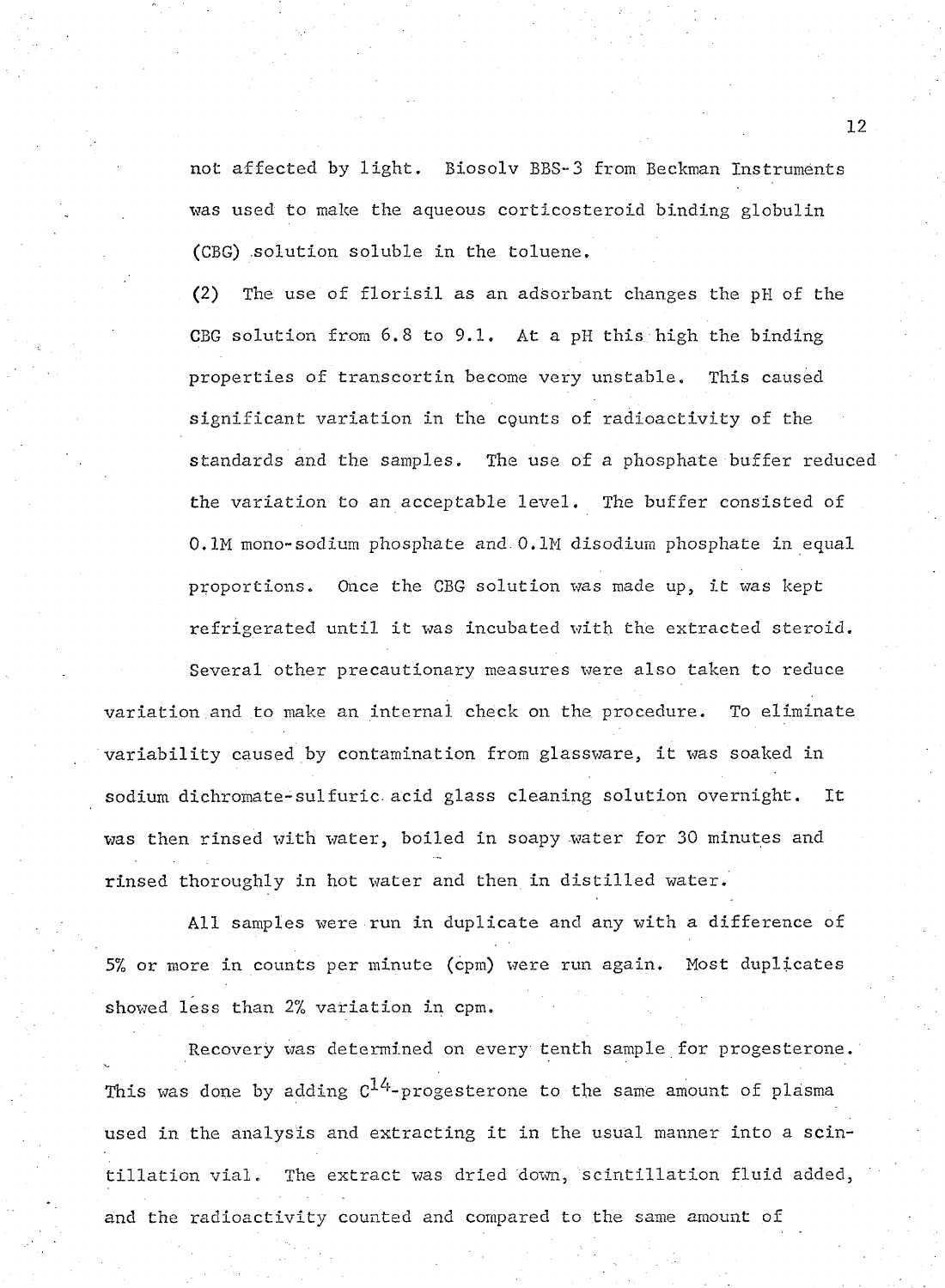not affected by light. Biosolv BBS-3 from Beckman Instruments was used to make the aqueous corticosteroid binding globulin (CBG) solution soluble in the toluene.

(2) The use of florisil as an adsorbant changes the pH of the CBG solution from 6.8 to 9.1. At a pH this high the binding properties of transcortin become very unstable. This caused significant variation in the counts of radioactivity of the standards and the samples. The use of a phosphate buffer reduced the variation to an acceptable level. The buffer consisted of 0.1M mono-sodium phosphate and 0.1M disodium phosphate in equal proportions. Once the CBG solution was made up, it was kept refrigerated until it was incubated with the extracted steroid.

Several other precautionary measures were also taken to reduce variation and to make an internal check on the procedure. To eliminate variability caused by contamination from glassware, it was soaked in sodium dichromate-sulfuric acid glass cleaning solution overnight. It was then rinsed with water, boiled in soapy water for 30 minutes and rinsed thoroughly in hot water and then in distilled water.

All samples were run in duplicate and any with a difference of 5% or more in counts per minute (cpm) were run again. Most duplicates showed less than 2% variation in cpm.

Recovery was determined on every tenth sample for progesterone. This was done by adding $C^{14}$-progesterone to the same amount of plasma used in the analysis and extracting it in the usual manner into a scintillation vial. The extract was dried down, scintillation fluid added, and the radioactivity counted and compared to the same amount of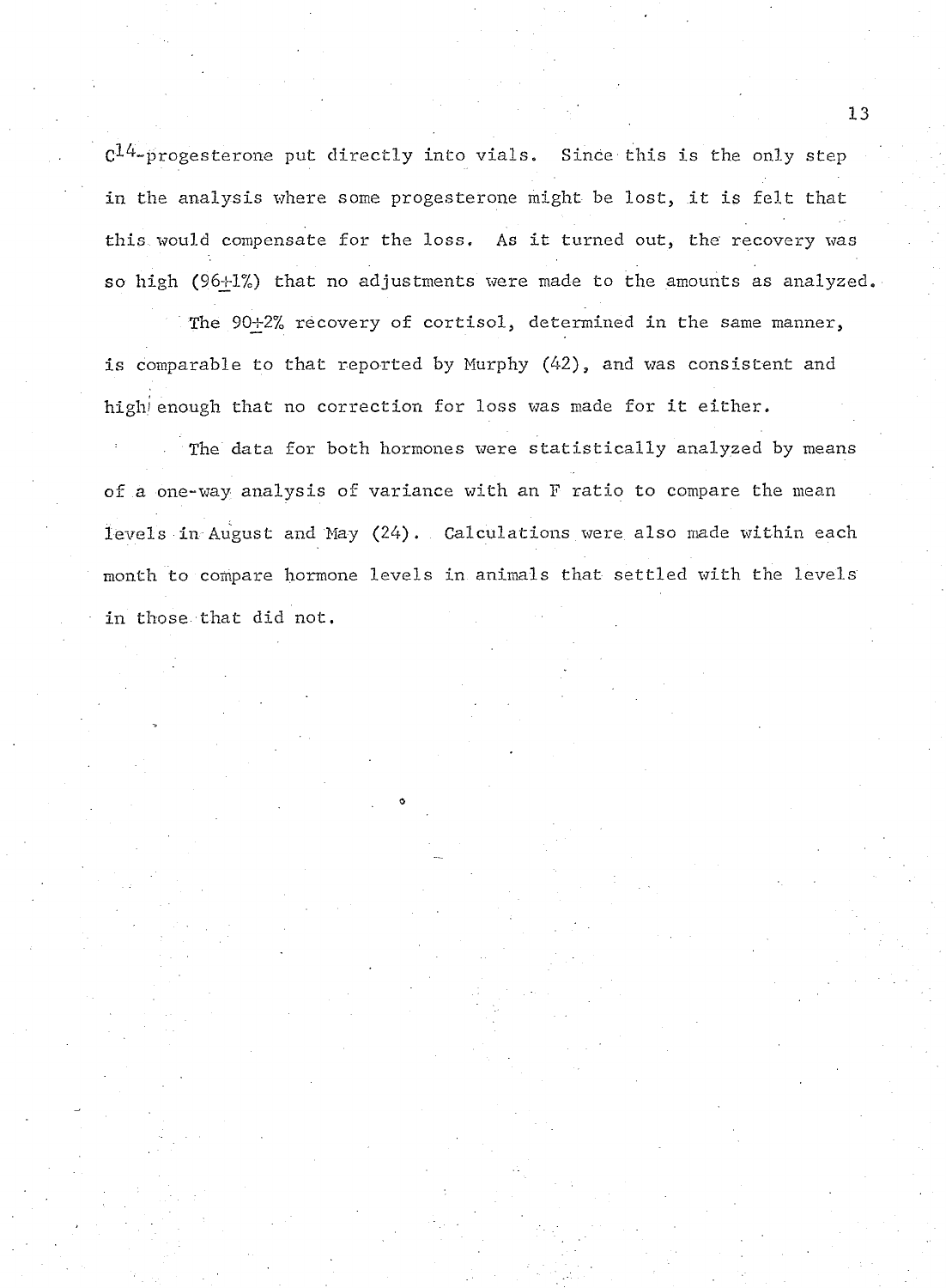$C^{14}$-progesterone put directly into vials. Since this is the only step in the analysis where some progesterone might be lost, it is felt that this would compensate for the loss. As it turned out, the recovery was so high ($96 \pm 1\%$) that no adjustments were made to the amounts as analyzed.

The $90 \pm 2\%$ recovery of cortisol, determined in the same manner, is comparable to that reported by Murphy (42), and was consistent and high enough that no correction for loss was made for it either.

The data for both hormones were statistically analyzed by means of a one-way analysis of variance with an F ratio to compare the mean levels in August and May (24). Calculations were also made within each month to compare hormone levels in animals that settled with the levels in those that did not.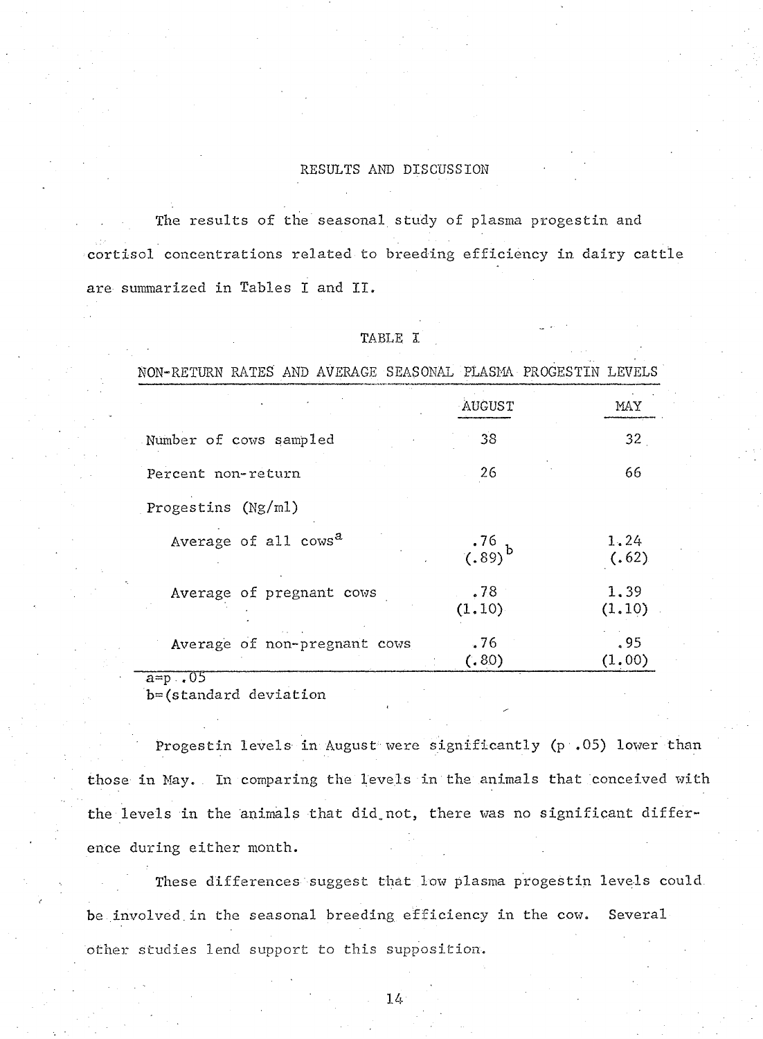## RESULTS AND DISCUSSION

The results of the seasonal study of plasma progestin and cortisol concentrations related to breeding efficiency in dairy cattle are summarized in Tables I and II.

TABLE I

NON-RETURN RATES AND AVERAGE SEASONAL PLASMA PROGESTIN LEVELS

| | AUGUST | MAY |
|---|---|---|
| Number of cows sampled | 38 | 32 |
| Percent non-return | 26 | 66 |
| Progestins (Ng/ml) | | |
| Average of all cows[a] | .76 (.89)[b] | 1.24 (.62) |
| Average of pregnant cows | .78 (1.10) | 1.39 (1.10) |
| Average of non-pregnant cows | .76 (.80) | .95 (1.00) |

a=p .05
b=(standard deviation

Progestin levels in August were significantly (p .05) lower than those in May. In comparing the levels in the animals that conceived with the levels in the animals that did not, there was no significant difference during either month.

These differences suggest that low plasma progestin levels could be involved in the seasonal breeding efficiency in the cow. Several other studies lend support to this supposition.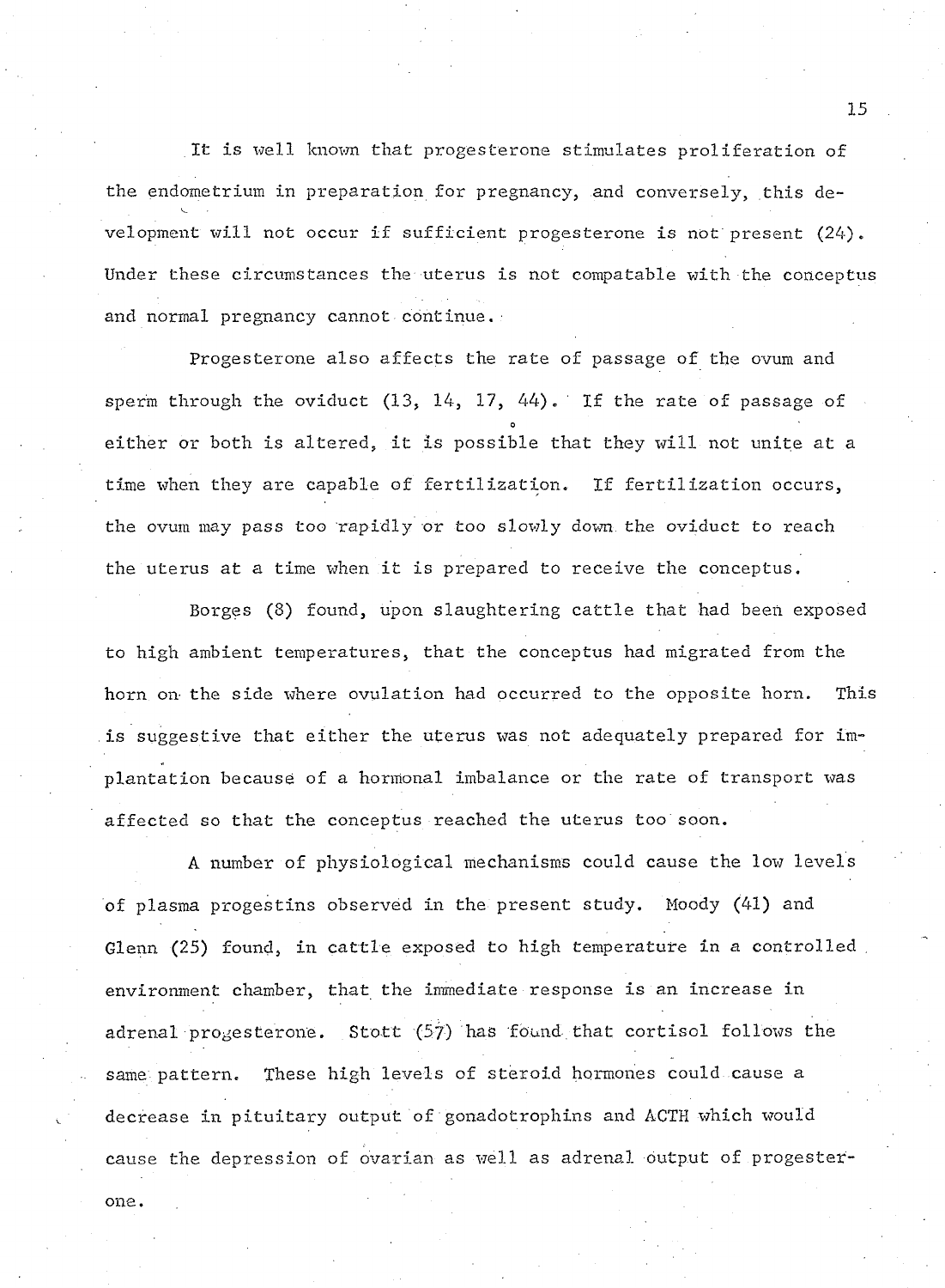It is well known that progesterone stimulates proliferation of the endometrium in preparation for pregnancy, and conversely, this development will not occur if sufficient progesterone is not present (24). Under these circumstances the uterus is not compatable with the conceptus and normal pregnancy cannot continue.

Progesterone also affects the rate of passage of the ovum and sperm through the oviduct (13, 14, 17, 44). If the rate of passage of either or both is altered, it is possible that they will not unite at a time when they are capable of fertilization. If fertilization occurs, the ovum may pass too rapidly or too slowly down the oviduct to reach the uterus at a time when it is prepared to receive the conceptus.

Borges (8) found, upon slaughtering cattle that had been exposed to high ambient temperatures, that the conceptus had migrated from the horn on the side where ovulation had occurred to the opposite horn. This is suggestive that either the uterus was not adequately prepared for implantation because of a hormonal imbalance or the rate of transport was affected so that the conceptus reached the uterus too soon.

A number of physiological mechanisms could cause the low levels of plasma progestins observed in the present study. Moody (41) and Glenn (25) found, in cattle exposed to high temperature in a controlled environment chamber, that the immediate response is an increase in adrenal progesterone. Stott (57) has found that cortisol follows the same pattern. These high levels of steroid hormones could cause a decrease in pituitary output of gonadotrophins and ACTH which would cause the depression of ovarian as well as adrenal output of progesterone.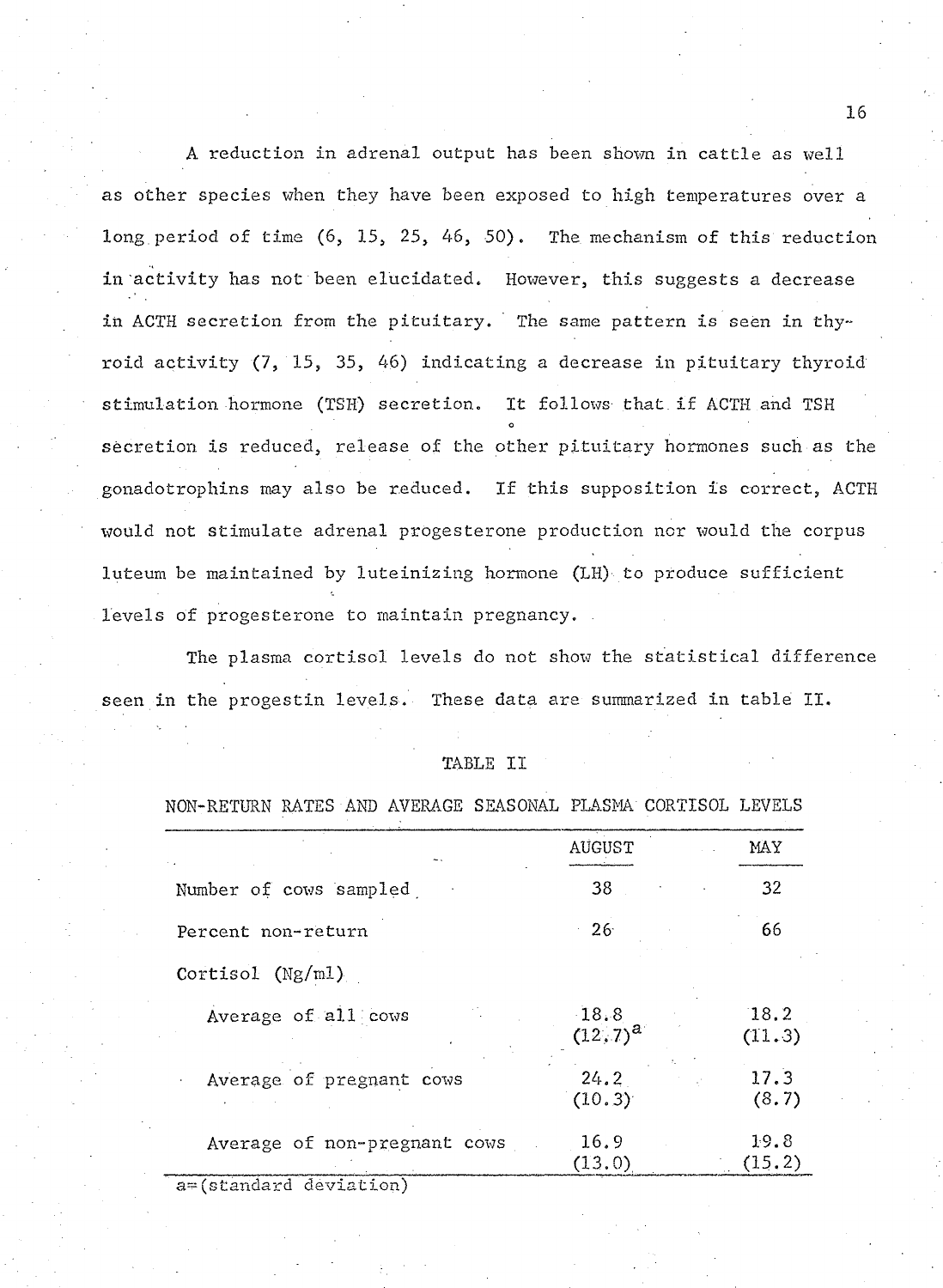A reduction in adrenal output has been shown in cattle as well as other species when they have been exposed to high temperatures over a long period of time (6, 15, 25, 46, 50). The mechanism of this reduction in activity has not been elucidated. However, this suggests a decrease in ACTH secretion from the pituitary. The same pattern is seen in thyroid activity (7, 15, 35, 46) indicating a decrease in pituitary thyroid stimulation hormone (TSH) secretion. It follows that if ACTH and TSH secretion is reduced, release of the other pituitary hormones such as the gonadotrophins may also be reduced. If this supposition is correct, ACTH would not stimulate adrenal progesterone production nor would the corpus luteum be maintained by luteinizing hormone (LH) to produce sufficient levels of progesterone to maintain pregnancy.

The plasma cortisol levels do not show the statistical difference seen in the progestin levels. These data are summarized in table II.

TABLE II

NON-RETURN RATES AND AVERAGE SEASONAL PLASMA CORTISOL LEVELS

| | AUGUST | MAY |
|---|---|---|
| Number of cows sampled | 38 | 32 |
| Percent non-return | 26 | 66 |
| Cortisol (Ng/ml) | | |
| Average of all cows | 18.8 (12.7)[a] | 18.2 (11.3) |
| Average of pregnant cows | 24.2 (10.3) | 17.3 (8.7) |
| Average of non-pregnant cows | 16.9 (13.0) | 19.8 (15.2) |

a=(standard deviation)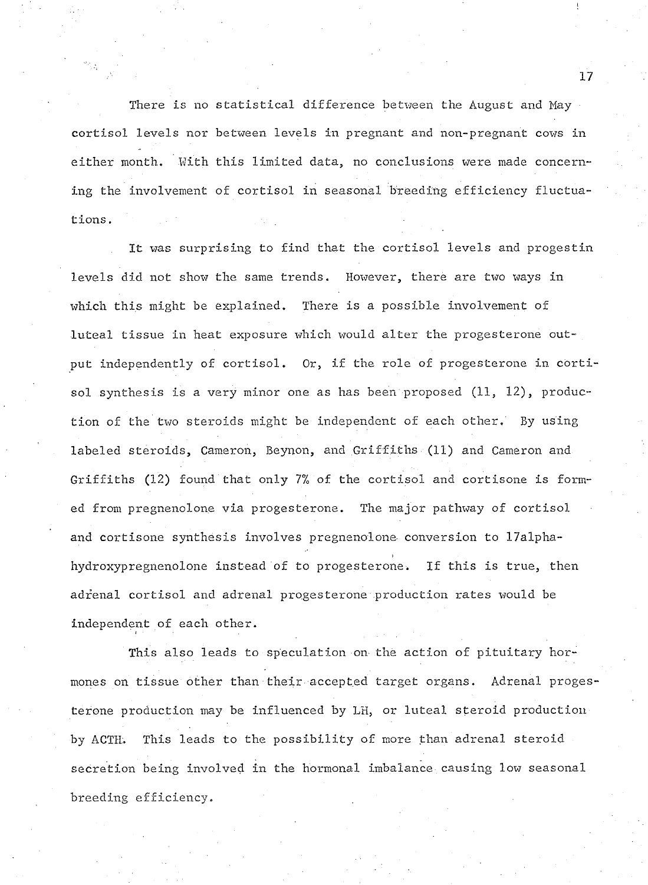There is no statistical difference between the August and May cortisol levels nor between levels in pregnant and non-pregnant cows in either month. With this limited data, no conclusions were made concerning the involvement of cortisol in seasonal breeding efficiency fluctuations.

It was surprising to find that the cortisol levels and progestin levels did not show the same trends. However, there are two ways in which this might be explained. There is a possible involvement of luteal tissue in heat exposure which would alter the progesterone output independently of cortisol. Or, if the role of progesterone in cortisol synthesis is a very minor one as has been proposed (11, 12), production of the two steroids might be independent of each other. By using labeled steroids, Cameron, Beynon, and Griffiths (11) and Cameron and Griffiths (12) found that only 7% of the cortisol and cortisone is formed from pregnenolone via progesterone. The major pathway of cortisol and cortisone synthesis involves pregnenolone conversion to 17alpha-hydroxypregnenolone instead of to progesterone. If this is true, then adrenal cortisol and adrenal progesterone production rates would be independent of each other.

This also leads to speculation on the action of pituitary hormones on tissue other than their accepted target organs. Adrenal progesterone production may be influenced by LH, or luteal steroid production by ACTH. This leads to the possibility of more than adrenal steroid secretion being involved in the hormonal imbalance causing low seasonal breeding efficiency.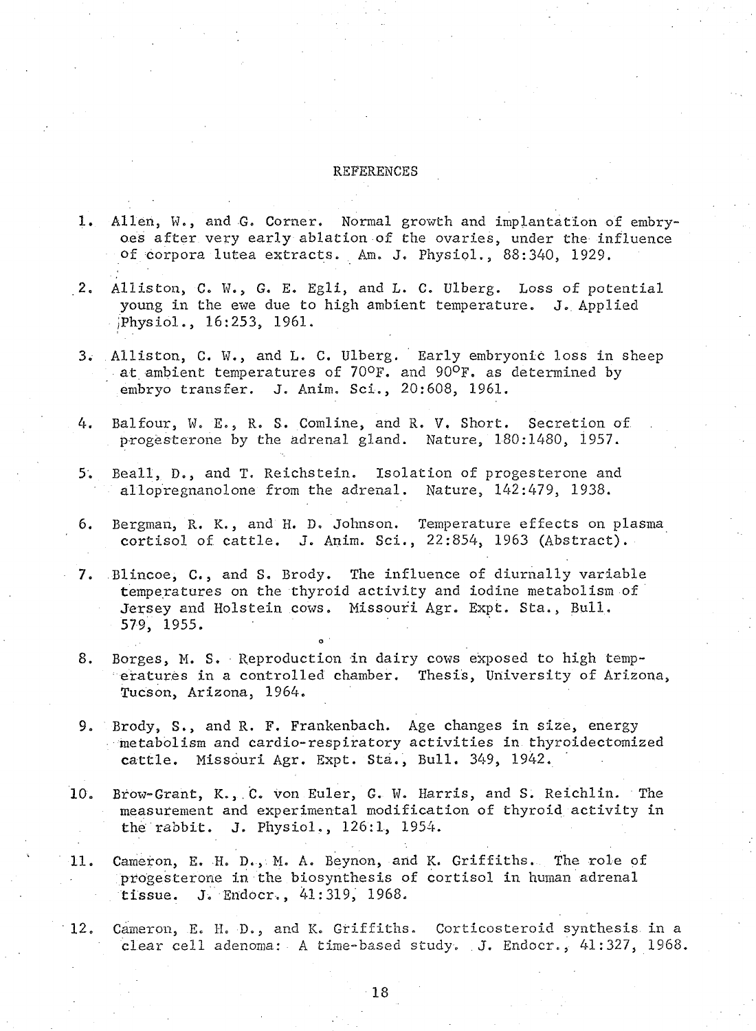## REFERENCES

1. Allen, W., and G. Corner. Normal growth and implantation of embryoes after very early ablation of the ovaries, under the influence of corpora lutea extracts. Am. J. Physiol., 88:340, 1929.

2. Alliston, C. W., G. E. Egli, and L. C. Ulberg. Loss of potential young in the ewe due to high ambient temperature. J. Applied Physiol., 16:253, 1961.

3. Alliston, C. W., and L. C. Ulberg. Early embryonic loss in sheep at ambient temperatures of 70°F. and 90°F. as determined by embryo transfer. J. Anim. Sci., 20:608, 1961.

4. Balfour, W. E., R. S. Comline, and R. V. Short. Secretion of progesterone by the adrenal gland. Nature, 180:1480, 1957.

5. Beall, D., and T. Reichstein. Isolation of progesterone and allopregnanolone from the adrenal. Nature, 142:479, 1938.

6. Bergman, R. K., and H. D. Johnson. Temperature effects on plasma cortisol of cattle. J. Anim. Sci., 22:854, 1963 (Abstract).

7. Blincoe, C., and S. Brody. The influence of diurnally variable temperatures on the thyroid activity and iodine metabolism of Jersey and Holstein cows. Missouri Agr. Expt. Sta., Bull. 579, 1955.

8. Borges, M. S. Reproduction in dairy cows exposed to high temperatures in a controlled chamber. Thesis, University of Arizona, Tucson, Arizona, 1964.

9. Brody, S., and R. F. Frankenbach. Age changes in size, energy metabolism and cardio-respiratory activities in thyroidectomized cattle. Missouri Agr. Expt. Sta., Bull. 349, 1942.

10. Brow-Grant, K., C. von Euler, G. W. Harris, and S. Reichlin. The measurement and experimental modification of thyroid activity in the rabbit. J. Physiol., 126:1, 1954.

11. Cameron, E. H. D., M. A. Beynon, and K. Griffiths. The role of progesterone in the biosynthesis of cortisol in human adrenal tissue. J. Endocr., 41:319, 1968.

12. Cameron, E. H. D., and K. Griffiths. Corticosteroid synthesis in a clear cell adenoma: A time-based study. J. Endocr., 41:327, 1968.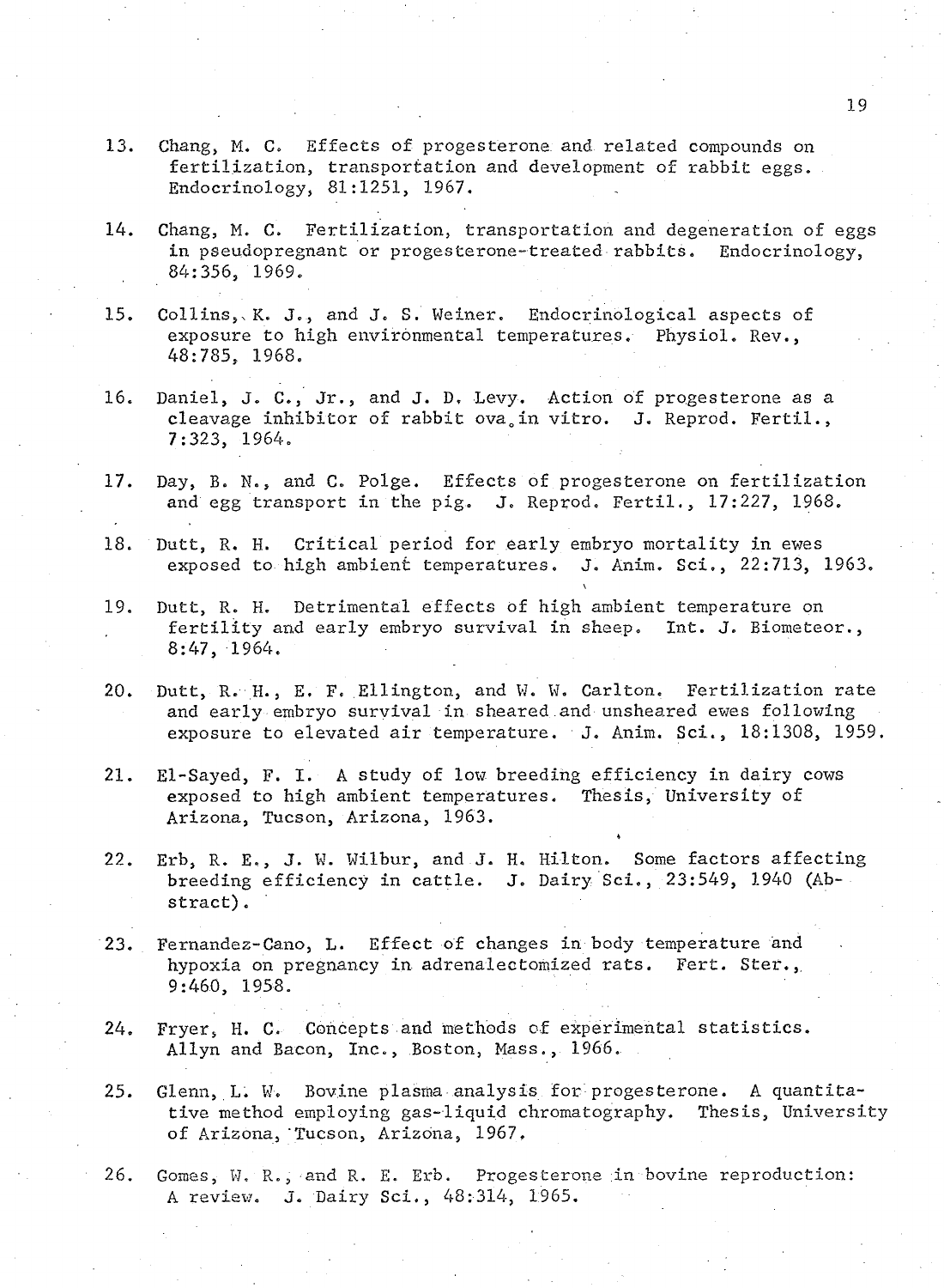13. Chang, M. C. Effects of progesterone and related compounds on fertilization, transportation and development of rabbit eggs. Endocrinology, 81:1251, 1967.

14. Chang, M. C. Fertilization, transportation and degeneration of eggs in pseudopregnant or progesterone-treated rabbits. Endocrinology, 84:356, 1969.

15. Collins, K. J., and J. S. Weiner. Endocrinological aspects of exposure to high environmental temperatures. Physiol. Rev., 48:785, 1968.

16. Daniel, J. C., Jr., and J. D. Levy. Action of progesterone as a cleavage inhibitor of rabbit ova in vitro. J. Reprod. Fertil., 7:323, 1964.

17. Day, B. N., and C. Polge. Effects of progesterone on fertilization and egg transport in the pig. J. Reprod. Fertil., 17:227, 1968.

18. Dutt, R. H. Critical period for early embryo mortality in ewes exposed to high ambient temperatures. J. Anim. Sci., 22:713, 1963.

19. Dutt, R. H. Detrimental effects of high ambient temperature on fertility and early embryo survival in sheep. Int. J. Biometeor., 8:47, 1964.

20. Dutt, R. H., E. F. Ellington, and W. W. Carlton. Fertilization rate and early embryo survival in sheared and unsheared ewes following exposure to elevated air temperature. J. Anim. Sci., 18:1308, 1959.

21. El-Sayed, F. I. A study of low breeding efficiency in dairy cows exposed to high ambient temperatures. Thesis, University of Arizona, Tucson, Arizona, 1963.

22. Erb, R. E., J. W. Wilbur, and J. H. Hilton. Some factors affecting breeding efficiency in cattle. J. Dairy Sci., 23:549, 1940 (Abstract).

23. Fernandez-Cano, L. Effect of changes in body temperature and hypoxia on pregnancy in adrenalectomized rats. Fert. Ster., 9:460, 1958.

24. Fryer, H. C. Concepts and methods of experimental statistics. Allyn and Bacon, Inc., Boston, Mass., 1966.

25. Glenn, L. W. Bovine plasma analysis for progesterone. A quantitative method employing gas-liquid chromatography. Thesis, University of Arizona, Tucson, Arizona, 1967.

26. Gomes, W. R., and R. E. Erb. Progesterone in bovine reproduction: A review. J. Dairy Sci., 48:314, 1965.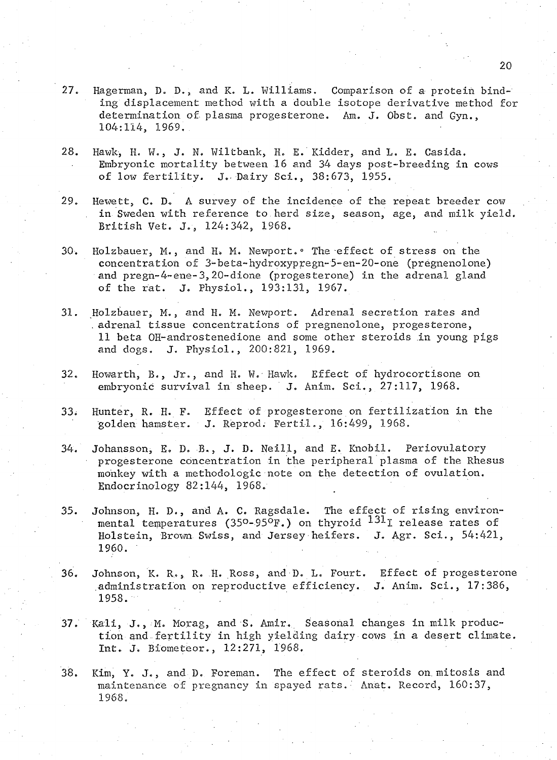27. Hagerman, D. D., and K. L. Williams. Comparison of a protein binding displacement method with a double isotope derivative method for determination of plasma progesterone. Am. J. Obst. and Gyn., 104:114, 1969.

28. Hawk, H. W., J. N. Wiltbank, H. E. Kidder, and L. E. Casida. Embryonic mortality between 16 and 34 days post-breeding in cows of low fertility. J. Dairy Sci., 38:673, 1955.

29. Hewett, C. D. A survey of the incidence of the repeat breeder cow in Sweden with reference to herd size, season, age, and milk yield. British Vet. J., 124:342, 1968.

30. Holzbauer, M., and H. M. Newport. The effect of stress on the concentration of 3-beta-hydroxypregn-5-en-20-one (pregnenolone) and pregn-4-ene-3,20-dione (progesterone) in the adrenal gland of the rat. J. Physiol., 193:131, 1967.

31. Holzbauer, M., and H. M. Newport. Adrenal secretion rates and adrenal tissue concentrations of pregnenolone, progesterone, 11 beta OH-androstenedione and some other steroids in young pigs and dogs. J. Physiol., 200:821, 1969.

32. Howarth, B., Jr., and H. W. Hawk. Effect of hydrocortisone on embryonic survival in sheep. J. Anim. Sci., 27:117, 1968.

33. Hunter, R. H. F. Effect of progesterone on fertilization in the golden hamster. J. Reprod. Fertil., 16:499, 1968.

34. Johansson, E. D. B., J. D. Neill, and E. Knobil. Periovulatory progesterone concentration in the peripheral plasma of the Rhesus monkey with a methodologic note on the detection of ovulation. Endocrinology 82:144, 1968.

35. Johnson, H. D., and A. C. Ragsdale. The effect of rising environmental temperatures (35°-95°F.) on thyroid $^{131}I$ release rates of Holstein, Brown Swiss, and Jersey heifers. J. Agr. Sci., 54:421, 1960.

36. Johnson, K. R., R. H. Ross, and D. L. Fourt. Effect of progesterone administration on reproductive efficiency. J. Anim. Sci., 17:386, 1958.

37. Kali, J., M. Morag, and S. Amir. Seasonal changes in milk production and fertility in high yielding dairy cows in a desert climate. Int. J. Biometeor., 12:271, 1968.

38. Kim, Y. J., and D. Foreman. The effect of steroids on mitosis and maintenance of pregnancy in spayed rats. Anat. Record, 160:37, 1968.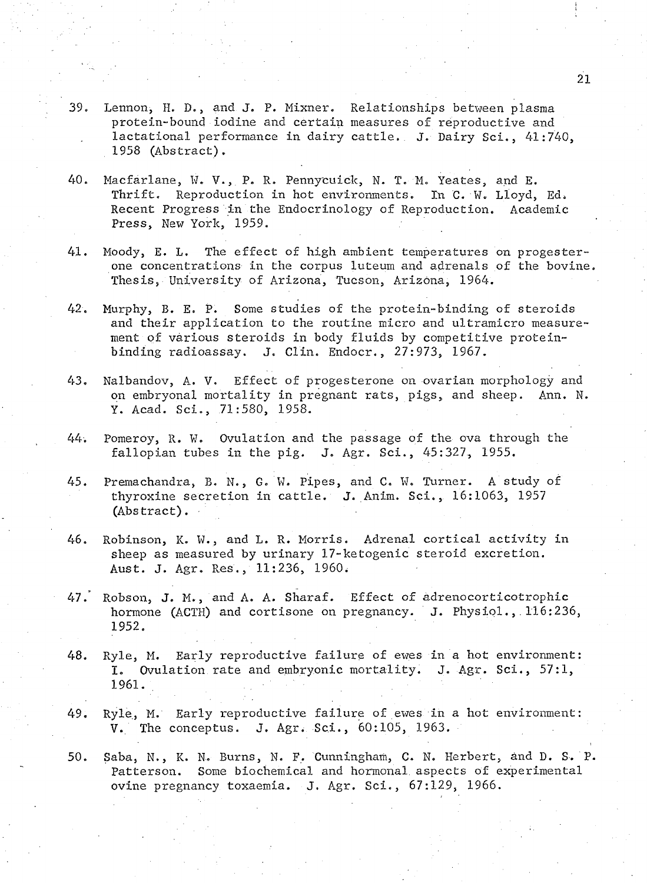39. Lennon, H. D., and J. P. Mixner. Relationships between plasma protein-bound iodine and certain measures of reproductive and lactational performance in dairy cattle. J. Dairy Sci., 41:740, 1958 (Abstract).

40. Macfarlane, W. V., P. R. Pennycuick, N. T. M. Yeates, and E. Thrift. Reproduction in hot environments. In C. W. Lloyd, Ed. Recent Progress in the Endocrinology of Reproduction. Academic Press, New York, 1959.

41. Moody, E. L. The effect of high ambient temperatures on progesterone concentrations in the corpus luteum and adrenals of the bovine. Thesis, University of Arizona, Tucson, Arizona, 1964.

42. Murphy, B. E. P. Some studies of the protein-binding of steroids and their application to the routine micro and ultramicro measurement of various steroids in body fluids by competitive protein-binding radioassay. J. Clin. Endocr., 27:973, 1967.

43. Nalbandov, A. V. Effect of progesterone on ovarian morphology and on embryonal mortality in pregnant rats, pigs, and sheep. Ann. N. Y. Acad. Sci., 71:580, 1958.

44. Pomeroy, R. W. Ovulation and the passage of the ova through the fallopian tubes in the pig. J. Agr. Sci., 45:327, 1955.

45. Premachandra, B. N., G. W. Pipes, and C. W. Turner. A study of thyroxine secretion in cattle. J. Anim. Sci., 16:1063, 1957 (Abstract).

46. Robinson, K. W., and L. R. Morris. Adrenal cortical activity in sheep as measured by urinary 17-ketogenic steroid excretion. Aust. J. Agr. Res., 11:236, 1960.

47. Robson, J. M., and A. A. Sharaf. Effect of adrenocorticotrophic hormone (ACTH) and cortisone on pregnancy. J. Physiol., 116:236, 1952.

48. Ryle, M. Early reproductive failure of ewes in a hot environment: I. Ovulation rate and embryonic mortality. J. Agr. Sci., 57:1, 1961.

49. Ryle, M. Early reproductive failure of ewes in a hot environment: V. The conceptus. J. Agr. Sci., 60:105, 1963.

50. Saba, N., K. N. Burns, N. F. Cunningham, C. N. Herbert, and D. S. P. Patterson. Some biochemical and hormonal aspects of experimental ovine pregnancy toxaemia. J. Agr. Sci., 67:129, 1966.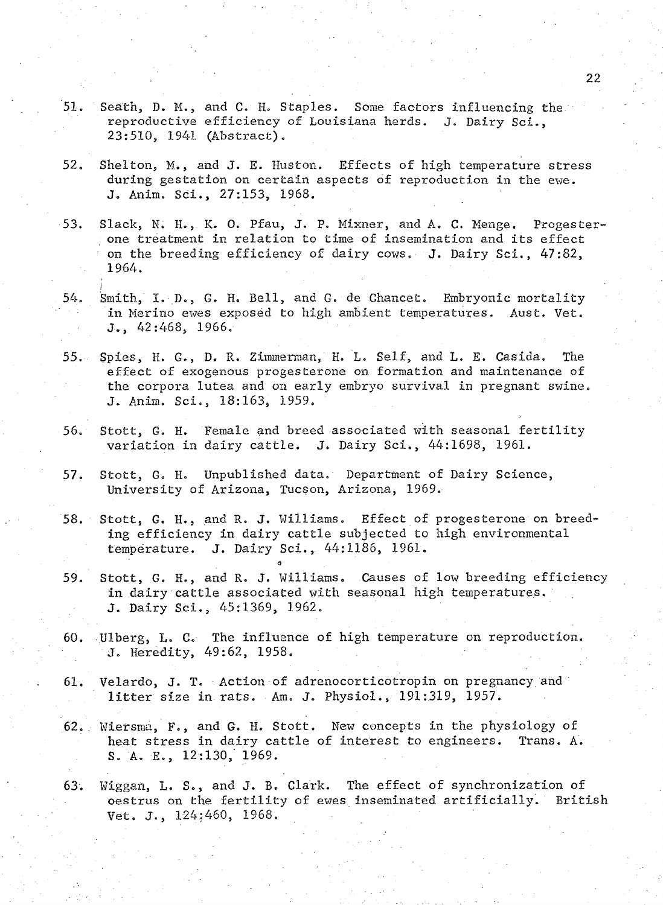51. Seath, D. M., and C. H. Staples. Some factors influencing the reproductive efficiency of Louisiana herds. J. Dairy Sci., 23:510, 1941 (Abstract).

52. Shelton, M., and J. E. Huston. Effects of high temperature stress during gestation on certain aspects of reproduction in the ewe. J. Anim. Sci., 27:153, 1968.

53. Slack, N. H., K. O. Pfau, J. P. Mixner, and A. C. Menge. Progesterone treatment in relation to time of insemination and its effect on the breeding efficiency of dairy cows. J. Dairy Sci., 47:82, 1964.

54. Smith, I. D., G. H. Bell, and G. de Chancet. Embryonic mortality in Merino ewes exposed to high ambient temperatures. Aust. Vet. J., 42:468, 1966.

55. Spies, H. G., D. R. Zimmerman, H. L. Self, and L. E. Casida. The effect of exogenous progesterone on formation and maintenance of the corpora lutea and on early embryo survival in pregnant swine. J. Anim. Sci., 18:163, 1959.

56. Stott, G. H. Female and breed associated with seasonal fertility variation in dairy cattle. J. Dairy Sci., 44:1698, 1961.

57. Stott, G. H. Unpublished data. Department of Dairy Science, University of Arizona, Tucson, Arizona, 1969.

58. Stott, G. H., and R. J. Williams. Effect of progesterone on breeding efficiency in dairy cattle subjected to high environmental temperature. J. Dairy Sci., 44:1186, 1961.

59. Stott, G. H., and R. J. Williams. Causes of low breeding efficiency in dairy cattle associated with seasonal high temperatures. J. Dairy Sci., 45:1369, 1962.

60. Ulberg, L. C. The influence of high temperature on reproduction. J. Heredity, 49:62, 1958.

61. Velardo, J. T. Action of adrenocorticotropin on pregnancy and litter size in rats. Am. J. Physiol., 191:319, 1957.

62. Wiersma, F., and G. H. Stott. New concepts in the physiology of heat stress in dairy cattle of interest to engineers. Trans. A. S. A. E., 12:130, 1969.

63. Wiggan, L. S., and J. B. Clark. The effect of synchronization of oestrus on the fertility of ewes inseminated artificially. British Vet. J., 124:460, 1968.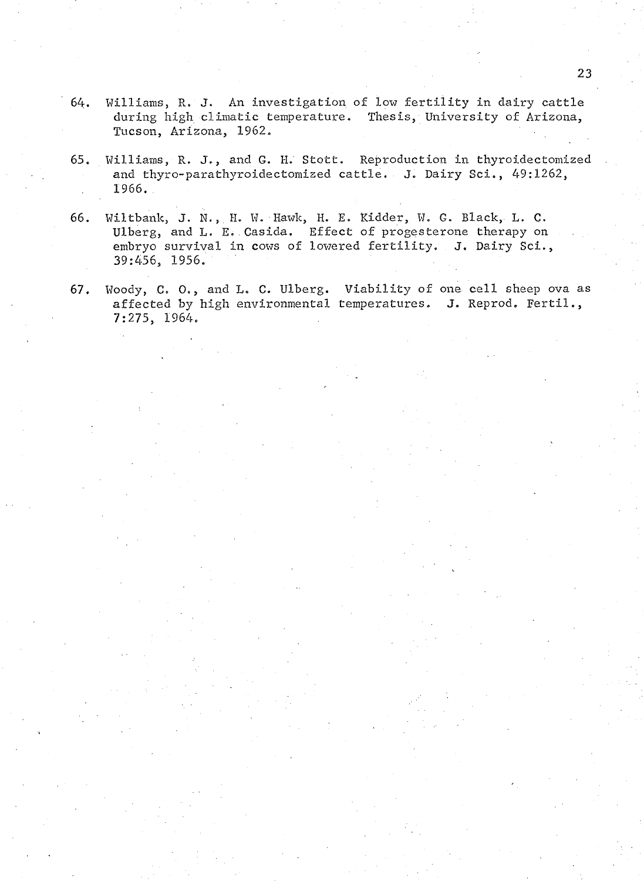64. Williams, R. J. An investigation of low fertility in dairy cattle during high climatic temperature. Thesis, University of Arizona, Tucson, Arizona, 1962.

65. Williams, R. J., and G. H. Stott. Reproduction in thyroidectomized and thyro-parathyroidectomized cattle. J. Dairy Sci., 49:1262, 1966.

66. Wiltbank, J. N., H. W. Hawk, H. E. Kidder, W. G. Black, L. C. Ulberg, and L. E. Casida. Effect of progesterone therapy on embryo survival in cows of lowered fertility. J. Dairy Sci., 39:456, 1956.

67. Woody, C. O., and L. C. Ulberg. Viability of one cell sheep ova as affected by high environmental temperatures. J. Reprod. Fertil., 7:275, 1964.